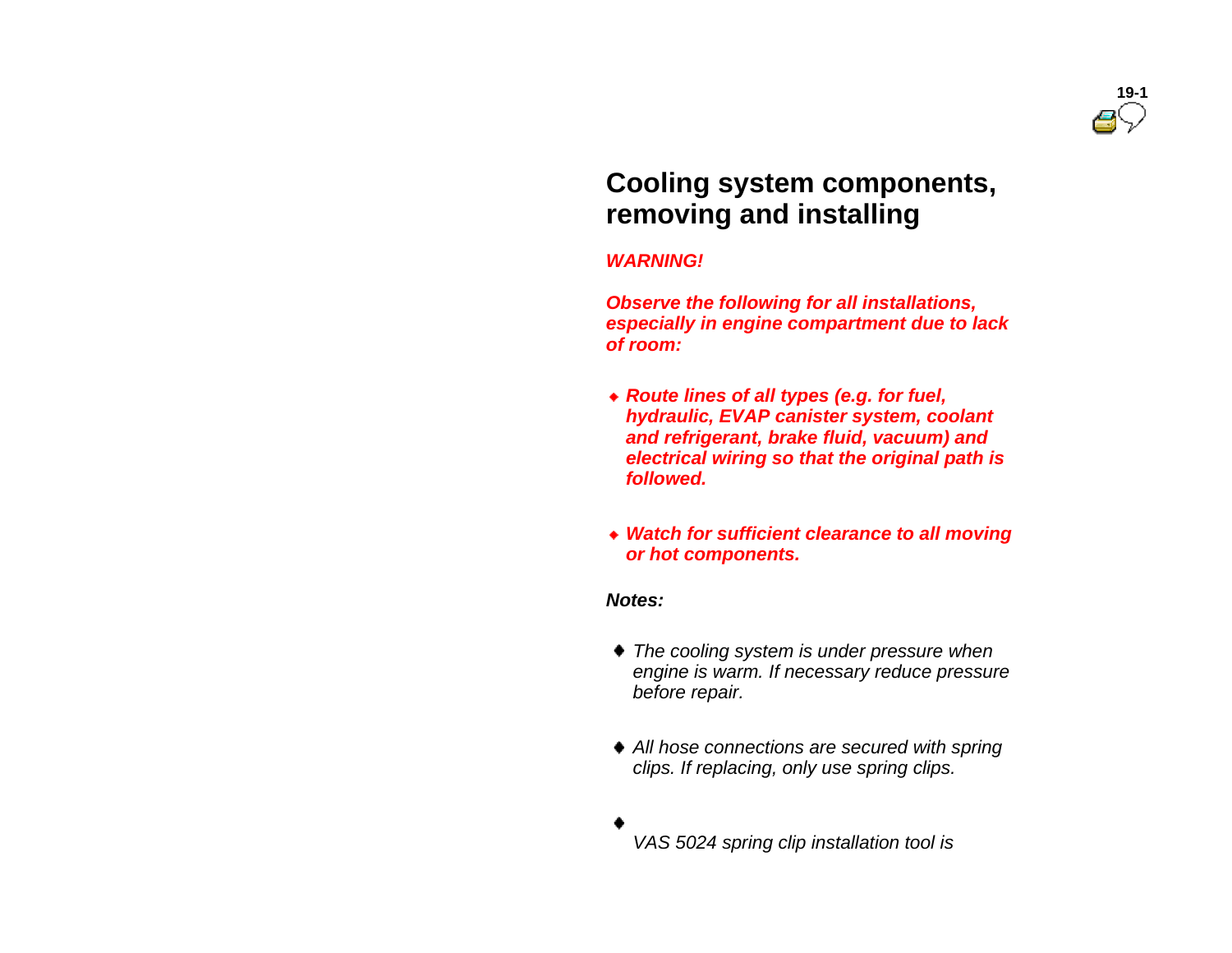# Cooling system components, removing and installing

***WARNING!***

***Observe the following for all installations, especially in engine compartment due to lack of room:***

- ***Route lines of all types (e.g. for fuel, hydraulic, EVAP canister system, coolant and refrigerant, brake fluid, vacuum) and electrical wiring so that the original path is followed.***
- ***Watch for sufficient clearance to all moving or hot components.***

***Notes:***

- *The cooling system is under pressure when engine is warm. If necessary reduce pressure before repair.*
- *All hose connections are secured with spring clips. If replacing, only use spring clips.*
- *VAS 5024 spring clip installation tool is*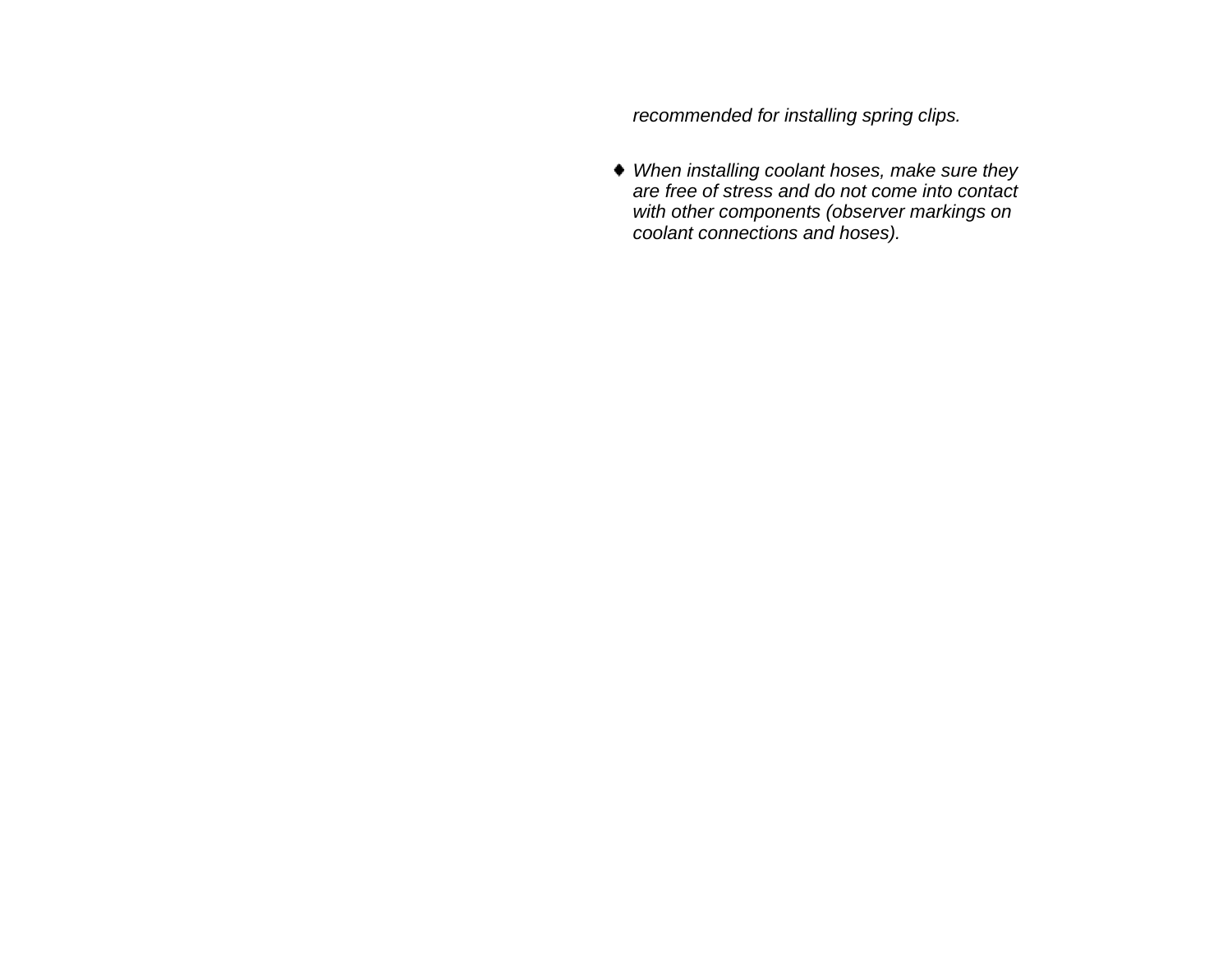*recommended for installing spring clips.*

- *When installing coolant hoses, make sure they are free of stress and do not come into contact with other components (observer markings on coolant connections and hoses).*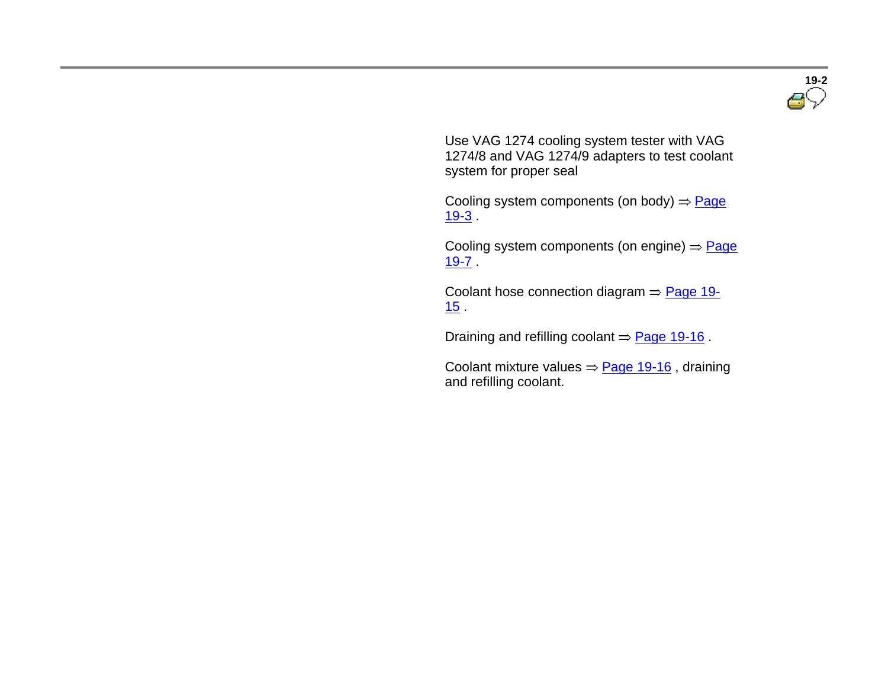Use VAG 1274 cooling system tester with VAG 1274/8 and VAG 1274/9 adapters to test coolant system for proper seal

Cooling system components (on body) ⇒ Page 19-3 .

Cooling system components (on engine) ⇒ Page 19-7 .

Coolant hose connection diagram ⇒ Page 19-15 .

Draining and refilling coolant ⇒ Page 19-16 .

Coolant mixture values ⇒ Page 19-16 , draining and refilling coolant.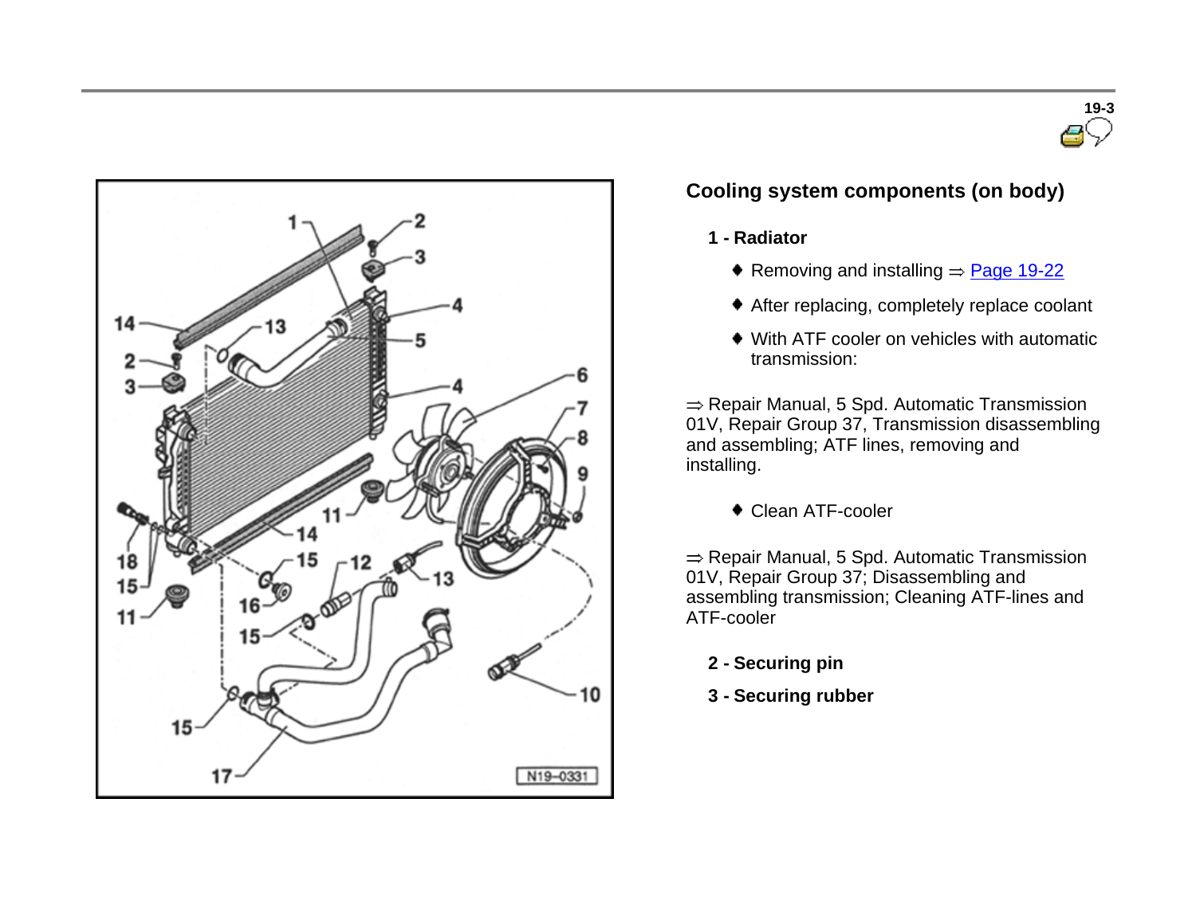## Cooling system components (on body)

**1 - Radiator**

- Removing and installing ⇒ Page 19-22
- After replacing, completely replace coolant
- With ATF cooler on vehicles with automatic transmission:

⇒ Repair Manual, 5 Spd. Automatic Transmission 01V, Repair Group 37, Transmission disassembling and assembling; ATF lines, removing and installing.

- Clean ATF-cooler

⇒ Repair Manual, 5 Spd. Automatic Transmission 01V, Repair Group 37; Disassembling and assembling transmission; Cleaning ATF-lines and ATF-cooler

**2 - Securing pin**

**3 - Securing rubber**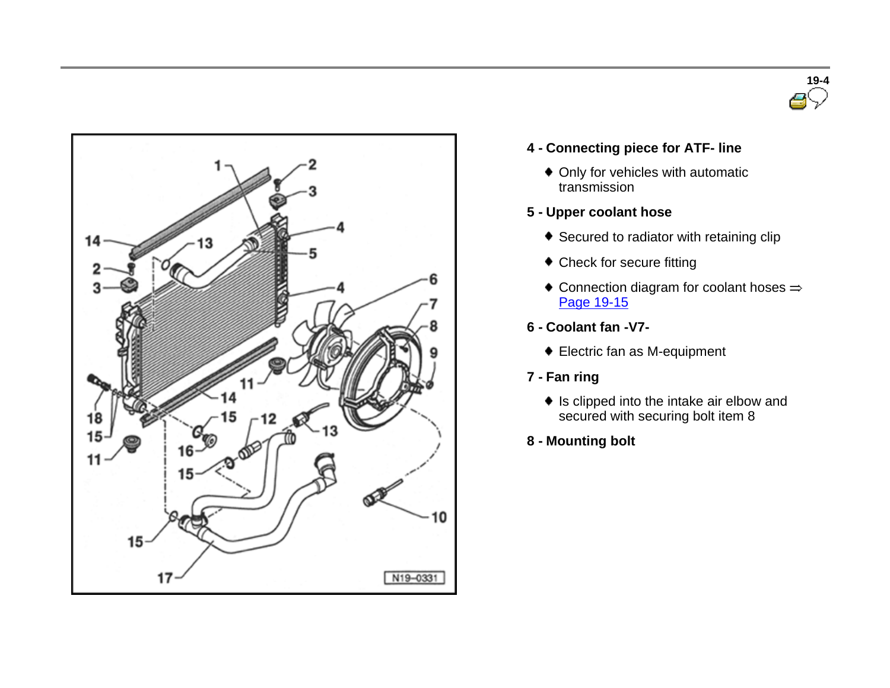**4 - Connecting piece for ATF- line**

- Only for vehicles with automatic transmission

**5 - Upper coolant hose**

- Secured to radiator with retaining clip
- Check for secure fitting
- Connection diagram for coolant hoses ⇒ Page 19-15

**6 - Coolant fan -V7-**

- Electric fan as M-equipment

**7 - Fan ring**

- Is clipped into the intake air elbow and secured with securing bolt item 8

**8 - Mounting bolt**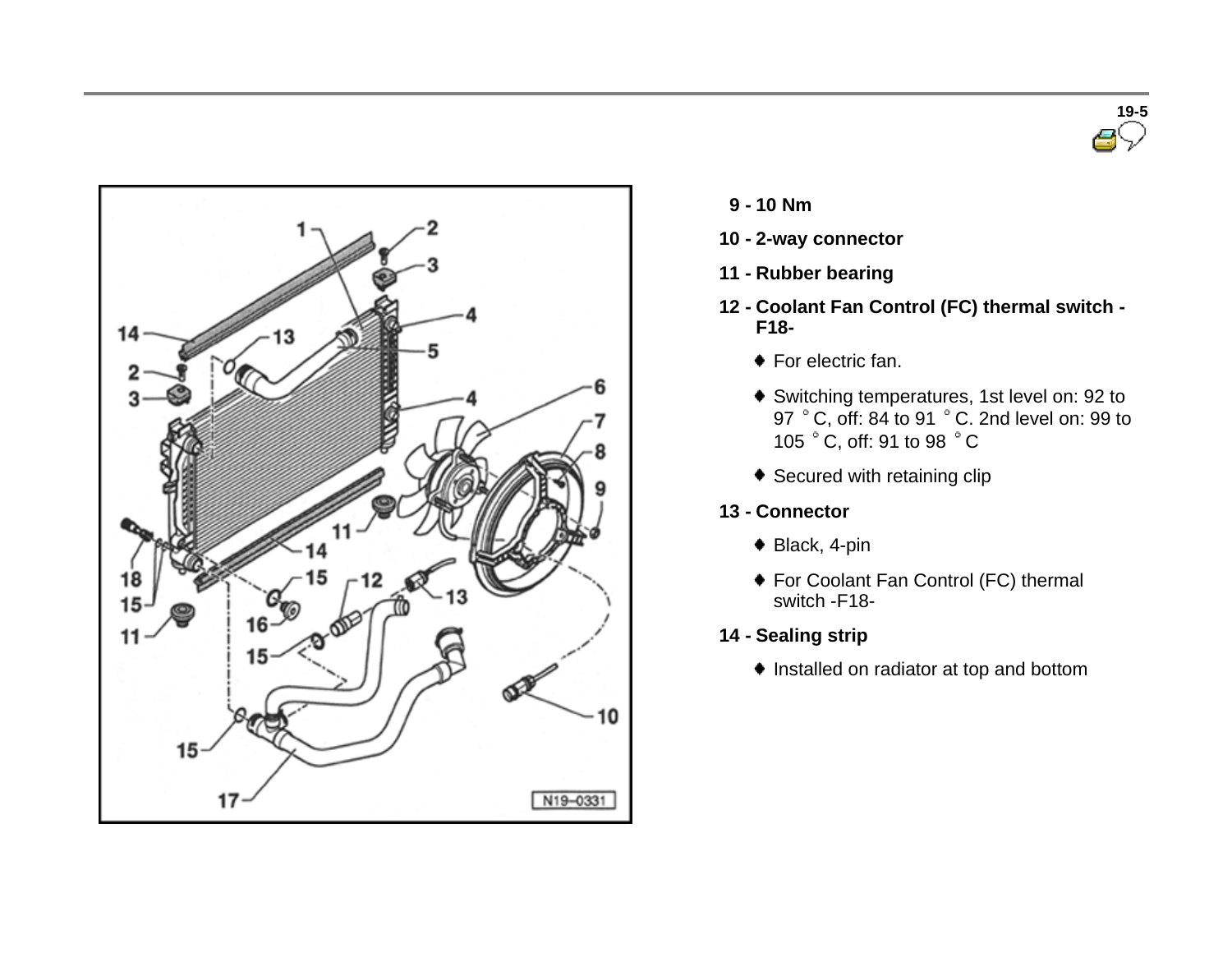9 - 10 Nm

10 - 2-way connector

11 - Rubber bearing

12 - Coolant Fan Control (FC) thermal switch -F18-

- For electric fan.
- Switching temperatures, 1st level on: 92 to 97 °C, off: 84 to 91 °C. 2nd level on: 99 to 105 °C, off: 91 to 98 °C
- Secured with retaining clip

13 - Connector

- Black, 4-pin
- For Coolant Fan Control (FC) thermal switch -F18-

14 - Sealing strip

- Installed on radiator at top and bottom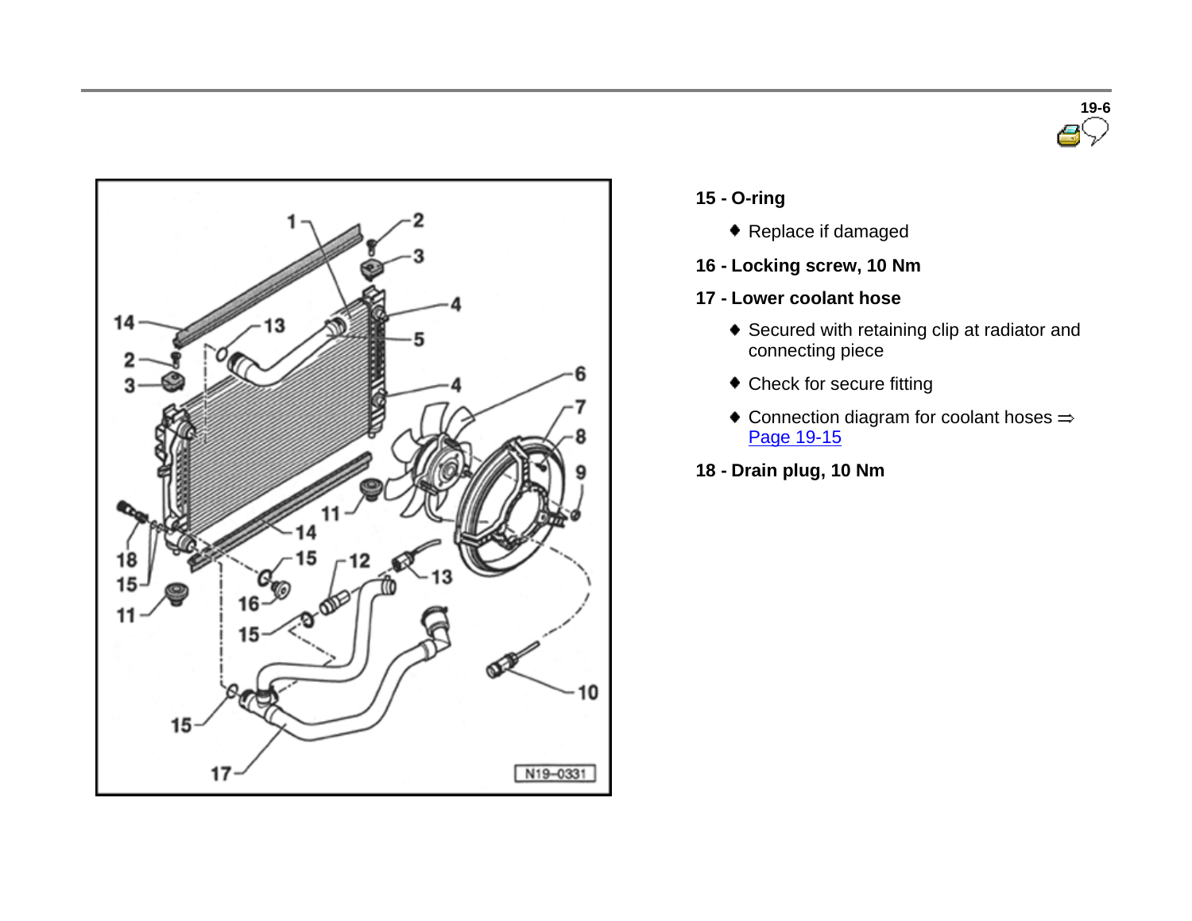**15 - O-ring**

- Replace if damaged

**16 - Locking screw, 10 Nm**

**17 - Lower coolant hose**

- Secured with retaining clip at radiator and connecting piece
- Check for secure fitting
- Connection diagram for coolant hoses ⇒ Page 19-15

**18 - Drain plug, 10 Nm**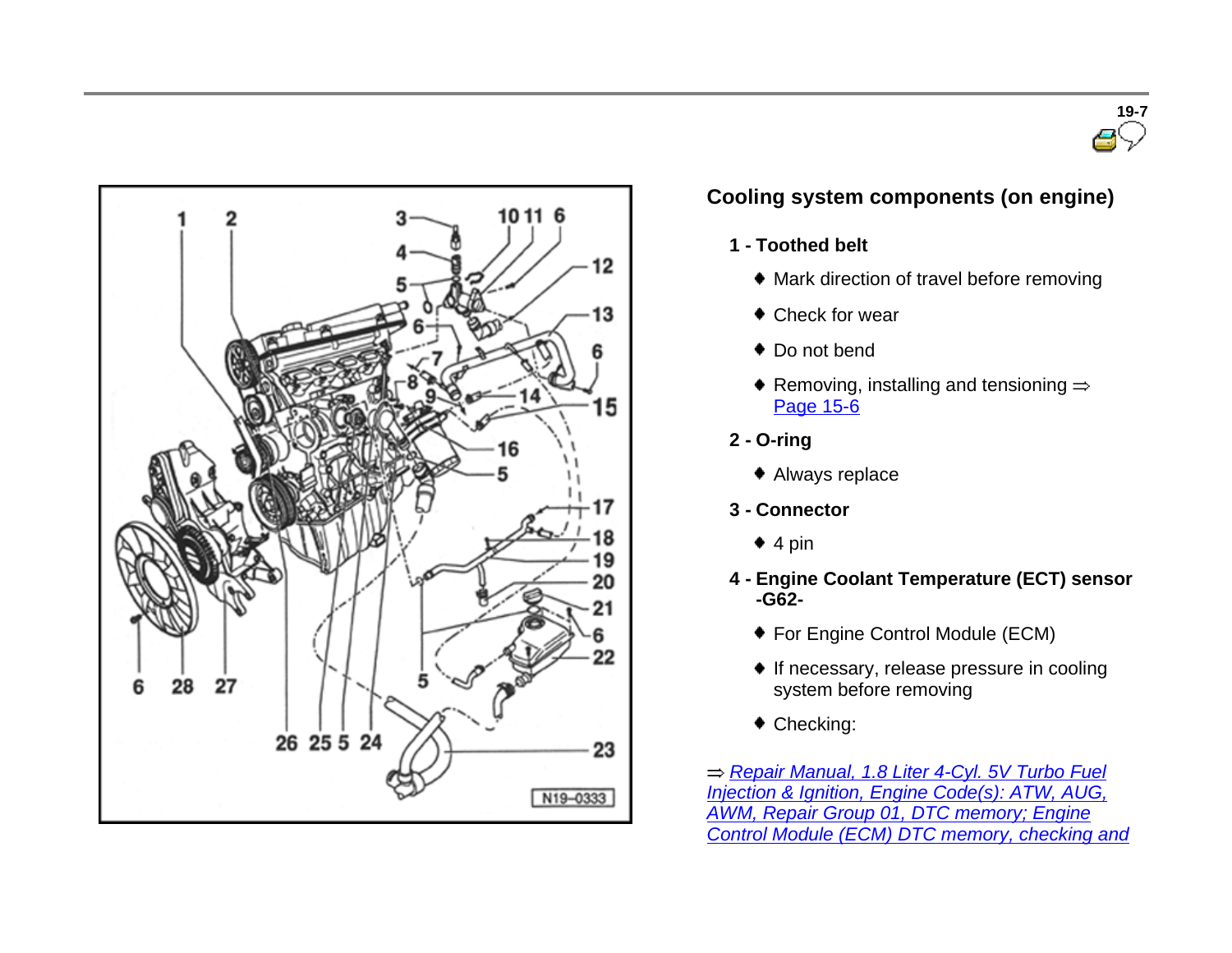## Cooling system components (on engine)

**1 - Toothed belt**

- Mark direction of travel before removing
- Check for wear
- Do not bend
- Removing, installing and tensioning ⇒ Page 15-6

**2 - O-ring**

- Always replace

**3 - Connector**

- 4 pin

**4 - Engine Coolant Temperature (ECT) sensor -G62-**

- For Engine Control Module (ECM)
- If necessary, release pressure in cooling system before removing
- Checking:

⇒ *Repair Manual, 1.8 Liter 4-Cyl. 5V Turbo Fuel Injection & Ignition, Engine Code(s): ATW, AUG, AWM, Repair Group 01, DTC memory; Engine Control Module (ECM) DTC memory, checking and*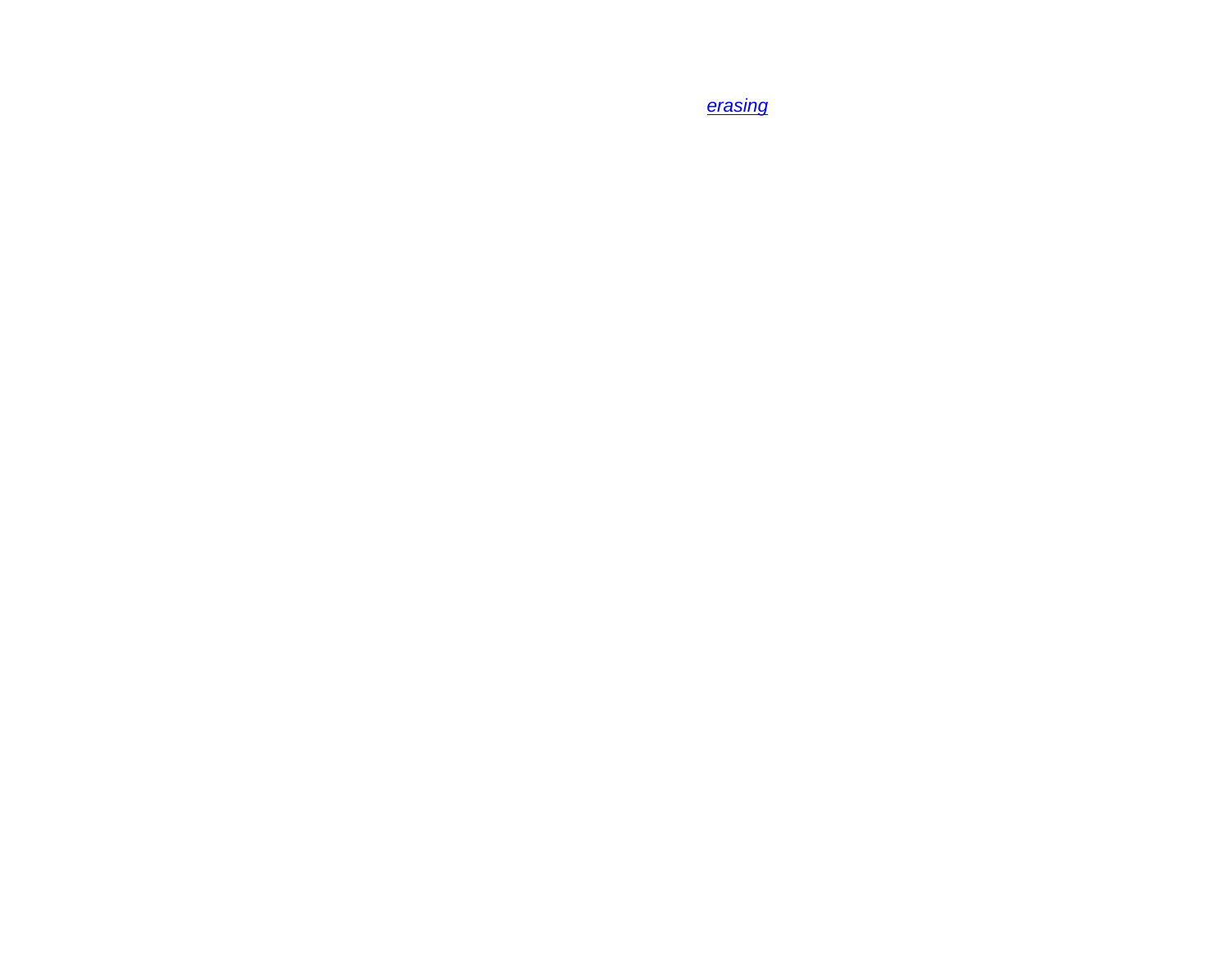*erasing*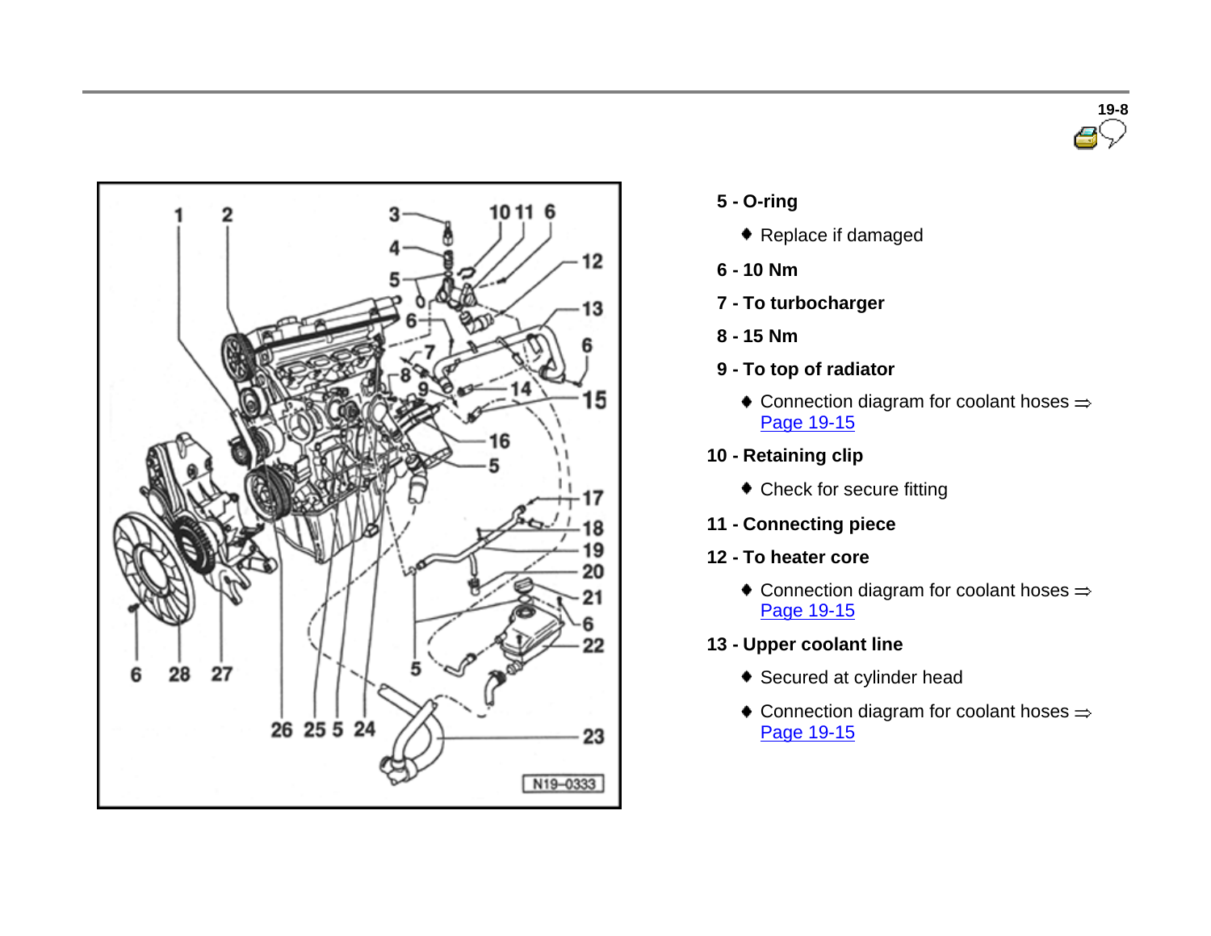**5 - O-ring**

- Replace if damaged

**6 - 10 Nm**

**7 - To turbocharger**

**8 - 15 Nm**

**9 - To top of radiator**

- Connection diagram for coolant hoses ⇒ Page 19-15

**10 - Retaining clip**

- Check for secure fitting

**11 - Connecting piece**

**12 - To heater core**

- Connection diagram for coolant hoses ⇒ Page 19-15

**13 - Upper coolant line**

- Secured at cylinder head
- Connection diagram for coolant hoses ⇒ Page 19-15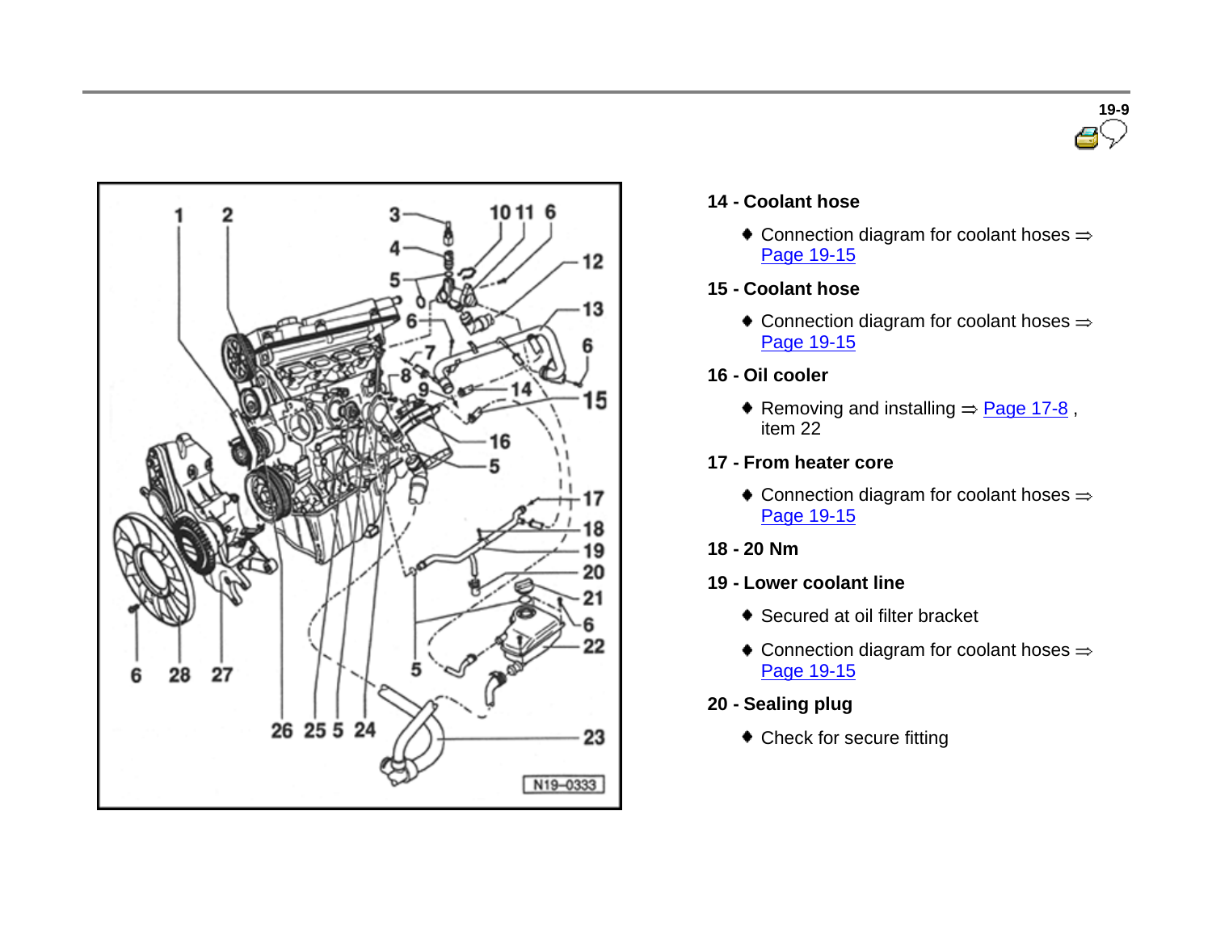**14 - Coolant hose**

- Connection diagram for coolant hoses ⇒ Page 19-15

**15 - Coolant hose**

- Connection diagram for coolant hoses ⇒ Page 19-15

**16 - Oil cooler**

- Removing and installing ⇒ Page 17-8 , item 22

**17 - From heater core**

- Connection diagram for coolant hoses ⇒ Page 19-15

**18 - 20 Nm**

**19 - Lower coolant line**

- Secured at oil filter bracket
- Connection diagram for coolant hoses ⇒ Page 19-15

**20 - Sealing plug**

- Check for secure fitting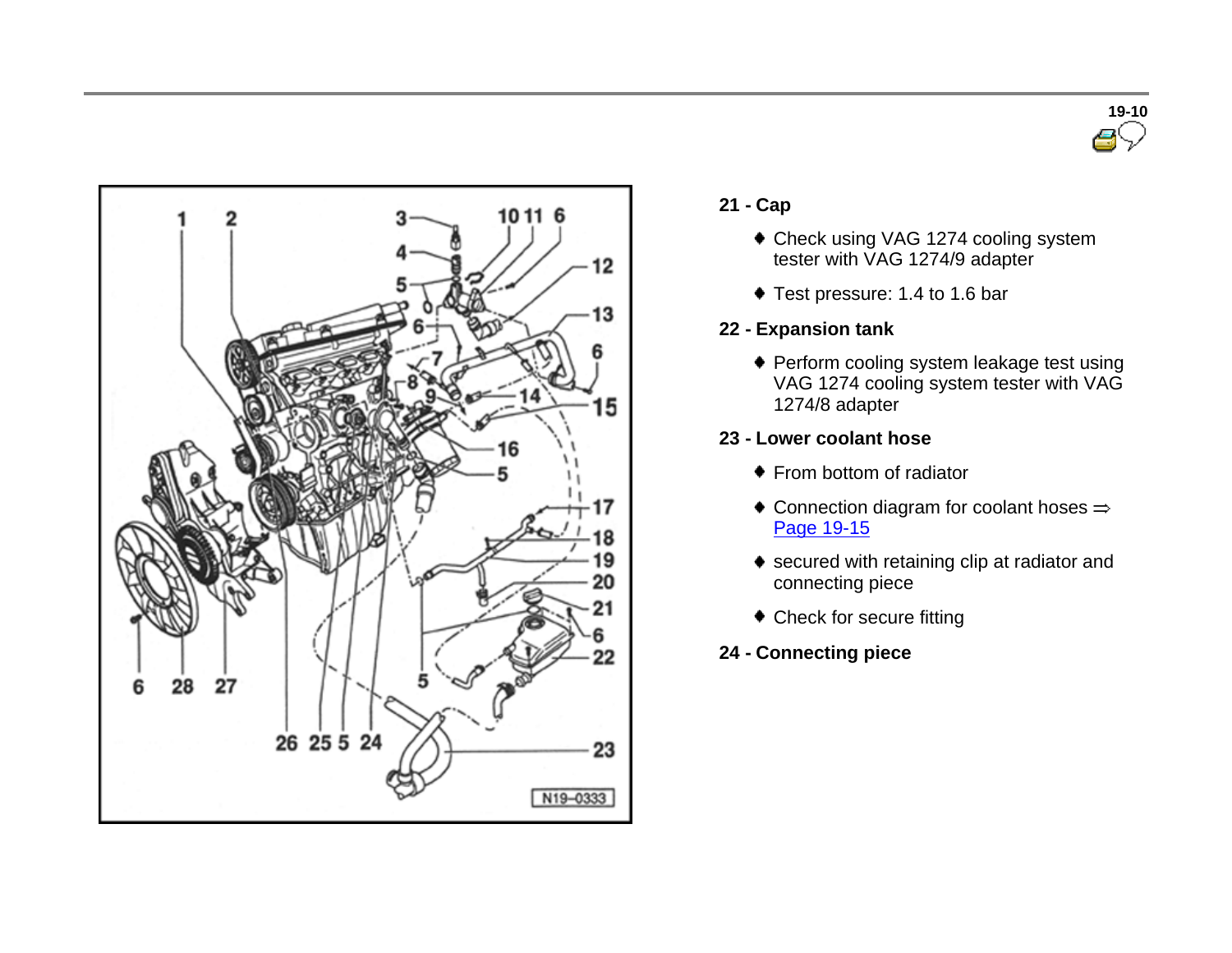**21 - Cap**

- Check using VAG 1274 cooling system tester with VAG 1274/9 adapter
- Test pressure: 1.4 to 1.6 bar

**22 - Expansion tank**

- Perform cooling system leakage test using VAG 1274 cooling system tester with VAG 1274/8 adapter

**23 - Lower coolant hose**

- From bottom of radiator
- Connection diagram for coolant hoses ⇒ Page 19-15
- secured with retaining clip at radiator and connecting piece
- Check for secure fitting

**24 - Connecting piece**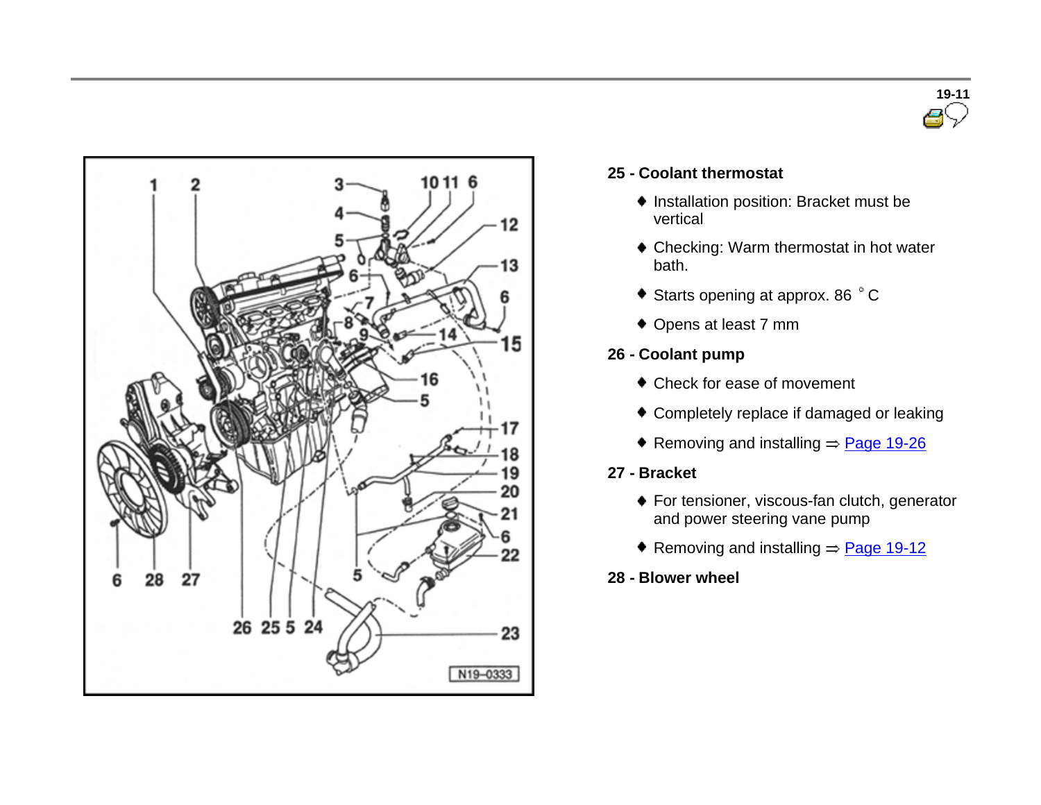**25 - Coolant thermostat**

- Installation position: Bracket must be vertical
- Checking: Warm thermostat in hot water bath.
- Starts opening at approx. 86 °C
- Opens at least 7 mm

**26 - Coolant pump**

- Check for ease of movement
- Completely replace if damaged or leaking
- Removing and installing ⇒ Page 19-26

**27 - Bracket**

- For tensioner, viscous-fan clutch, generator and power steering vane pump
- Removing and installing ⇒ Page 19-12

**28 - Blower wheel**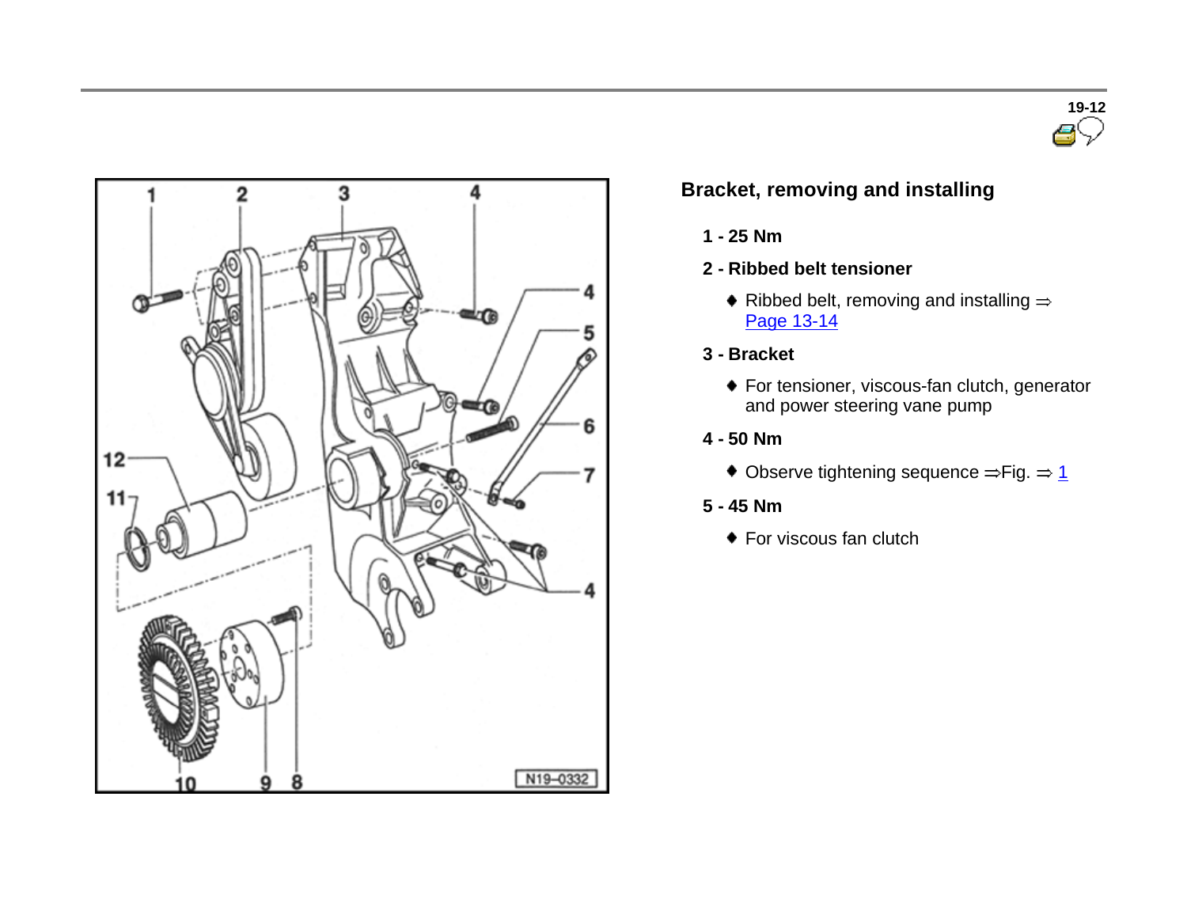## Bracket, removing and installing

**1 - 25 Nm**

**2 - Ribbed belt tensioner**

- Ribbed belt, removing and installing ⇒ Page 13-14

**3 - Bracket**

- For tensioner, viscous-fan clutch, generator and power steering vane pump

**4 - 50 Nm**

- Observe tightening sequence ⇒Fig. ⇒ 1

**5 - 45 Nm**

- For viscous fan clutch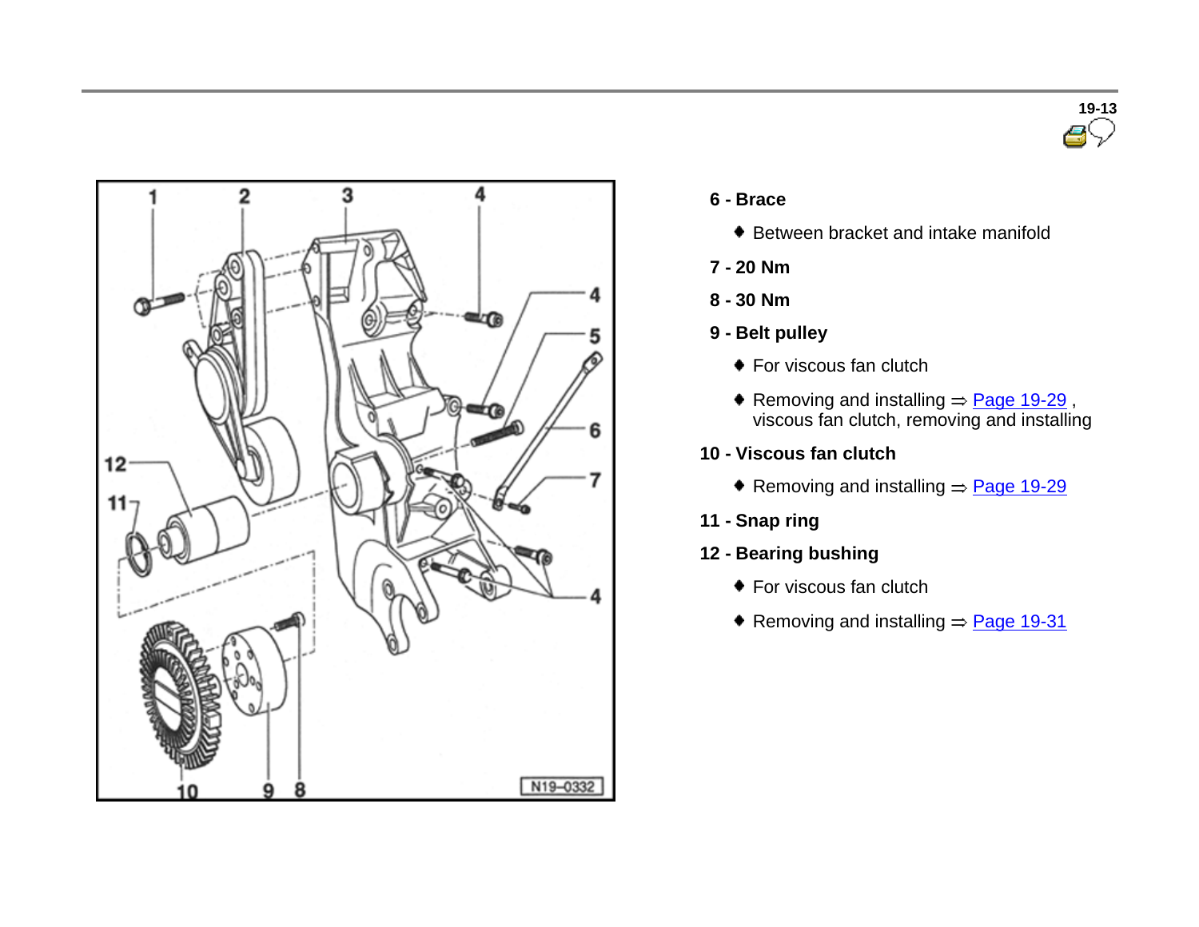**6 - Brace**

- Between bracket and intake manifold

**7 - 20 Nm**

**8 - 30 Nm**

**9 - Belt pulley**

- For viscous fan clutch
- Removing and installing ⇒ Page 19-29 , viscous fan clutch, removing and installing

**10 - Viscous fan clutch**

- Removing and installing ⇒ Page 19-29

**11 - Snap ring**

**12 - Bearing bushing**

- For viscous fan clutch
- Removing and installing ⇒ Page 19-31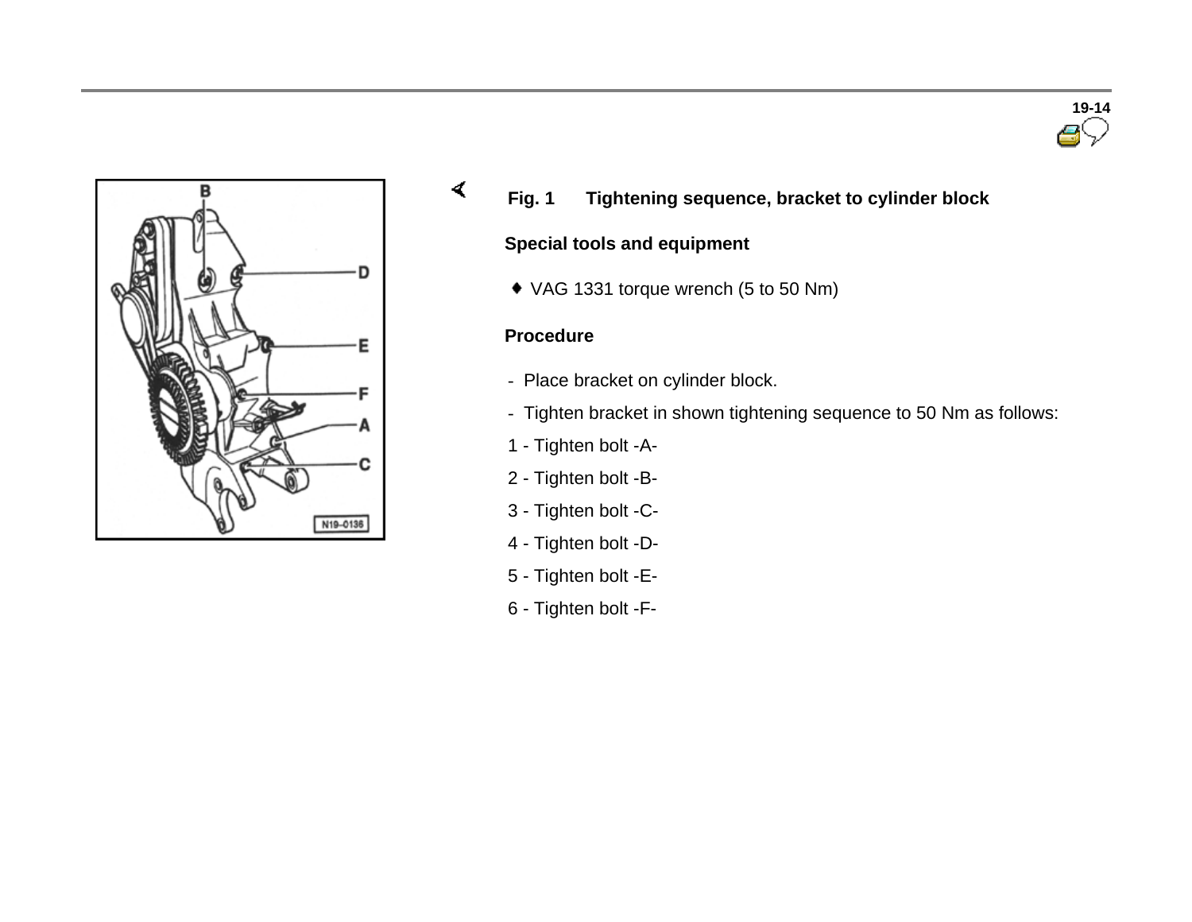**Fig. 1 Tightening sequence, bracket to cylinder block**

**Special tools and equipment**

- VAG 1331 torque wrench (5 to 50 Nm)

**Procedure**

- Place bracket on cylinder block.
- Tighten bracket in shown tightening sequence to 50 Nm as follows:

1 - Tighten bolt -A-

2 - Tighten bolt -B-

3 - Tighten bolt -C-

4 - Tighten bolt -D-

5 - Tighten bolt -E-

6 - Tighten bolt -F-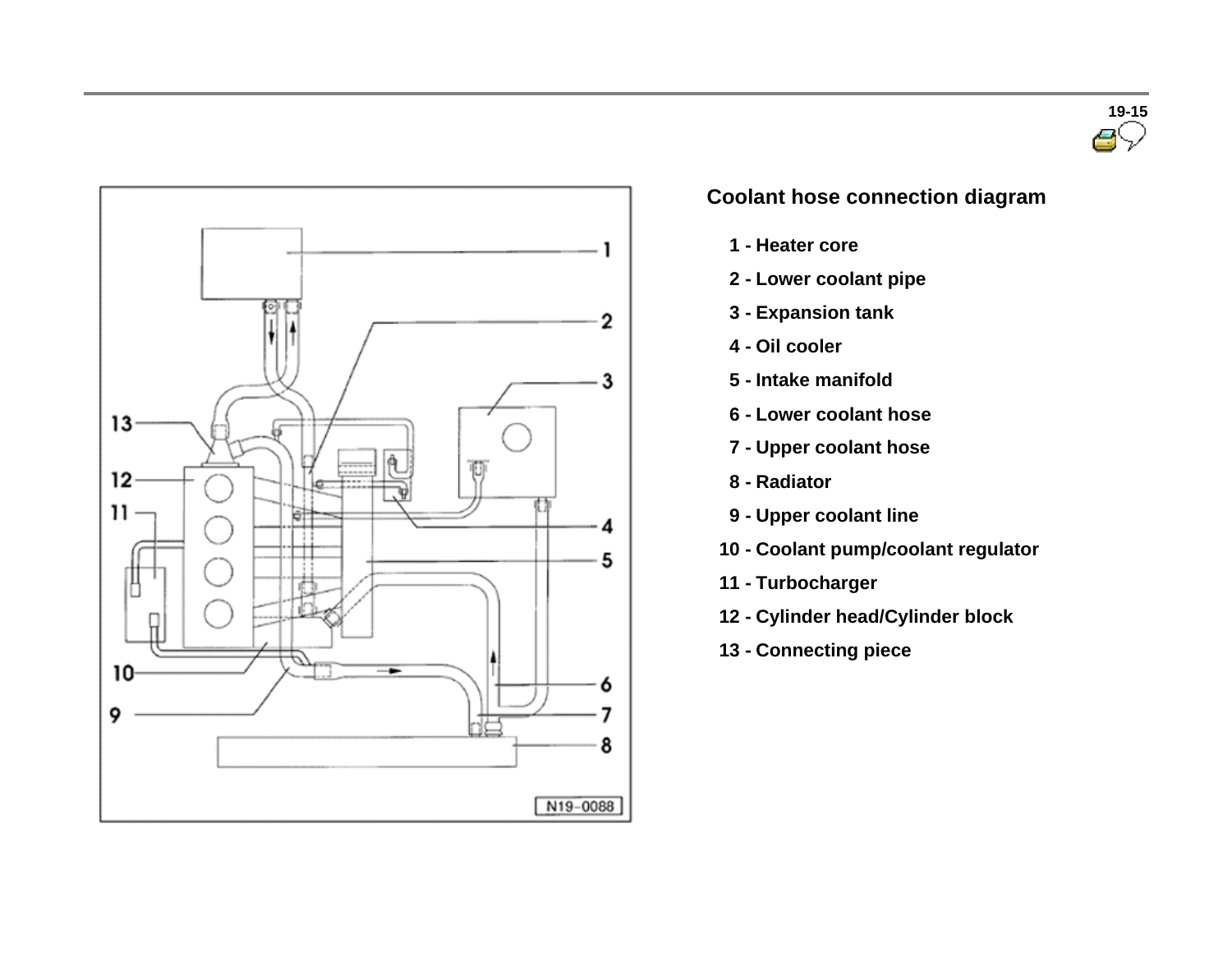## Coolant hose connection diagram

1 - Heater core

2 - Lower coolant pipe

3 - Expansion tank

4 - Oil cooler

5 - Intake manifold

6 - Lower coolant hose

7 - Upper coolant hose

8 - Radiator

9 - Upper coolant line

10 - Coolant pump/coolant regulator

11 - Turbocharger

12 - Cylinder head/Cylinder block

13 - Connecting piece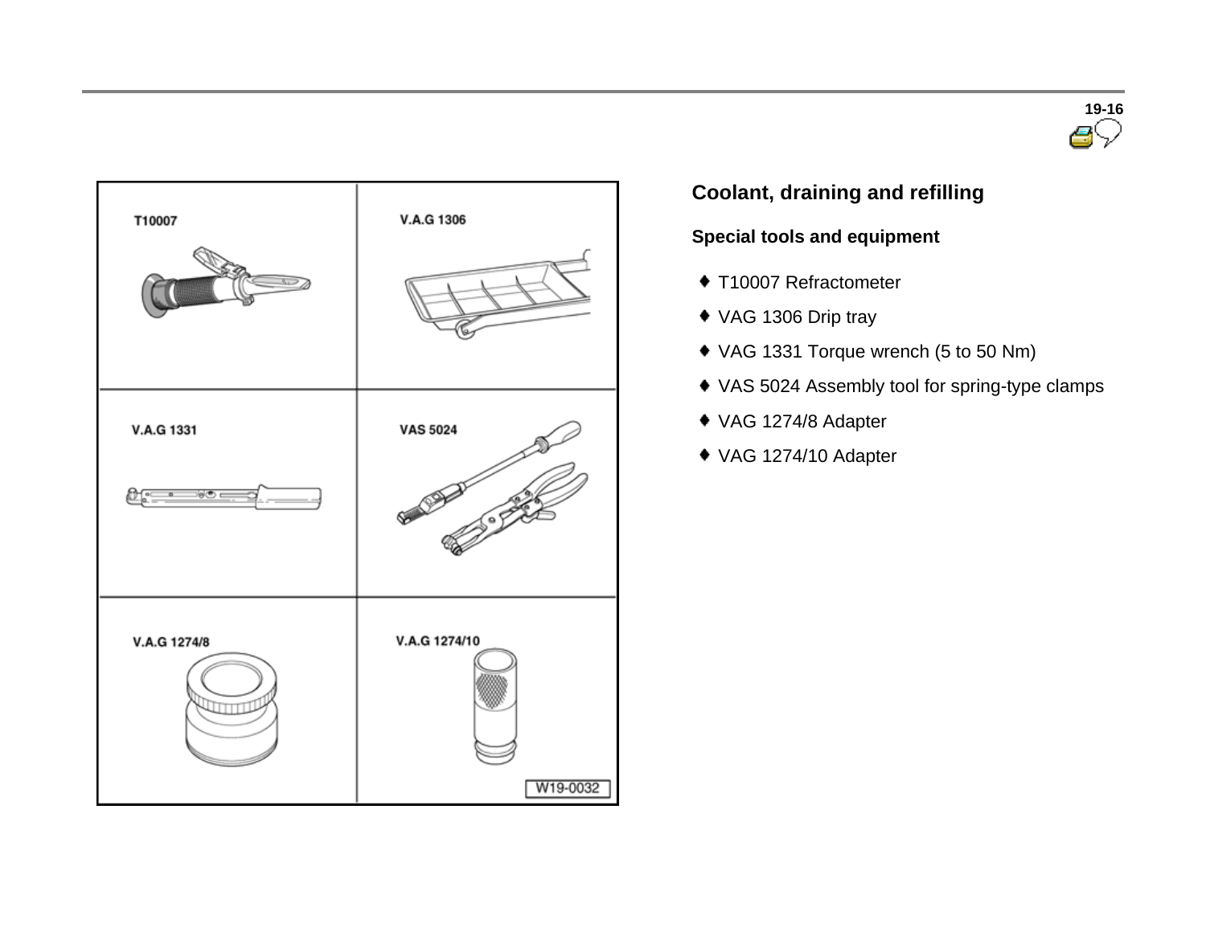## Coolant, draining and refilling

### Special tools and equipment

- T10007 Refractometer
- VAG 1306 Drip tray
- VAG 1331 Torque wrench (5 to 50 Nm)
- VAS 5024 Assembly tool for spring-type clamps
- VAG 1274/8 Adapter
- VAG 1274/10 Adapter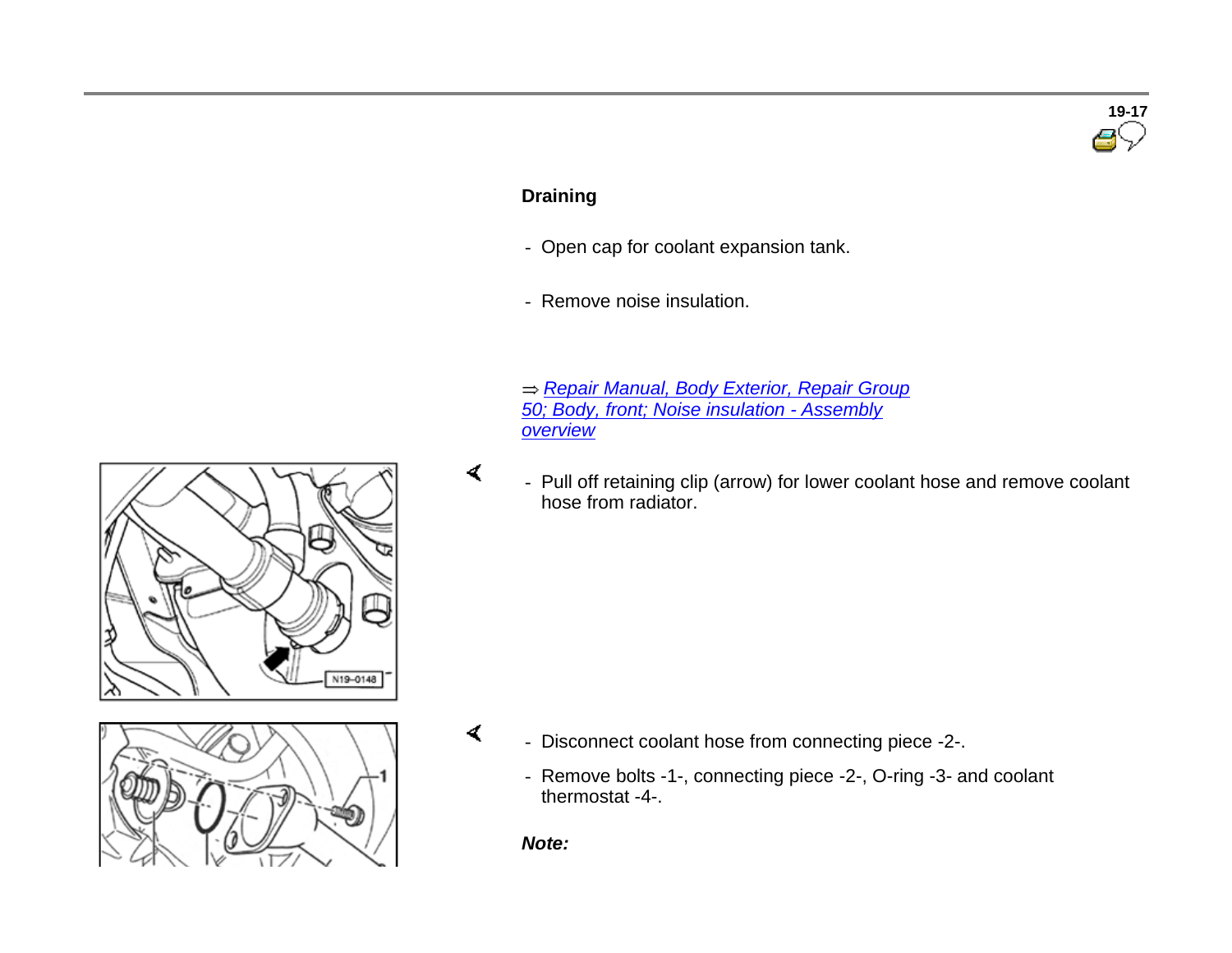## Draining

- Open cap for coolant expansion tank.
- Remove noise insulation.

⇒ *Repair Manual, Body Exterior, Repair Group 50; Body, front; Noise insulation - Assembly overview*

- Pull off retaining clip (arrow) for lower coolant hose and remove coolant hose from radiator.

- Disconnect coolant hose from connecting piece -2-.
- Remove bolts -1-, connecting piece -2-, O-ring -3- and coolant thermostat -4-.

***Note:***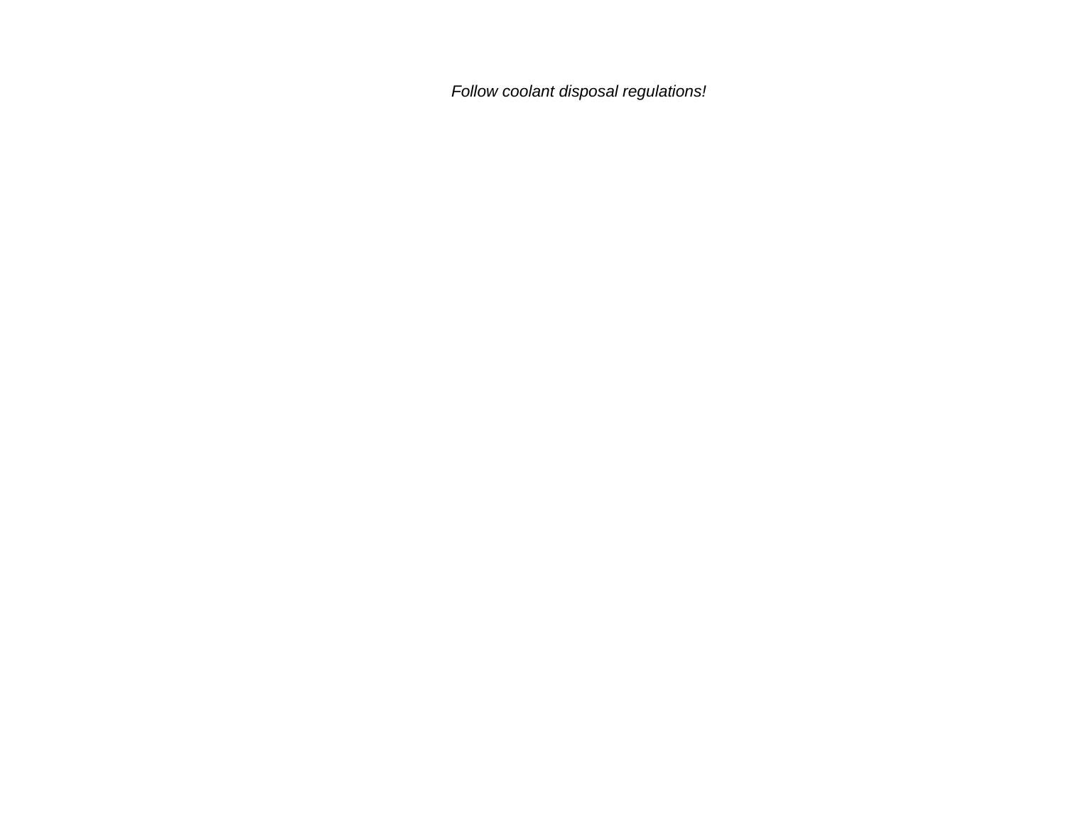*Follow coolant disposal regulations!*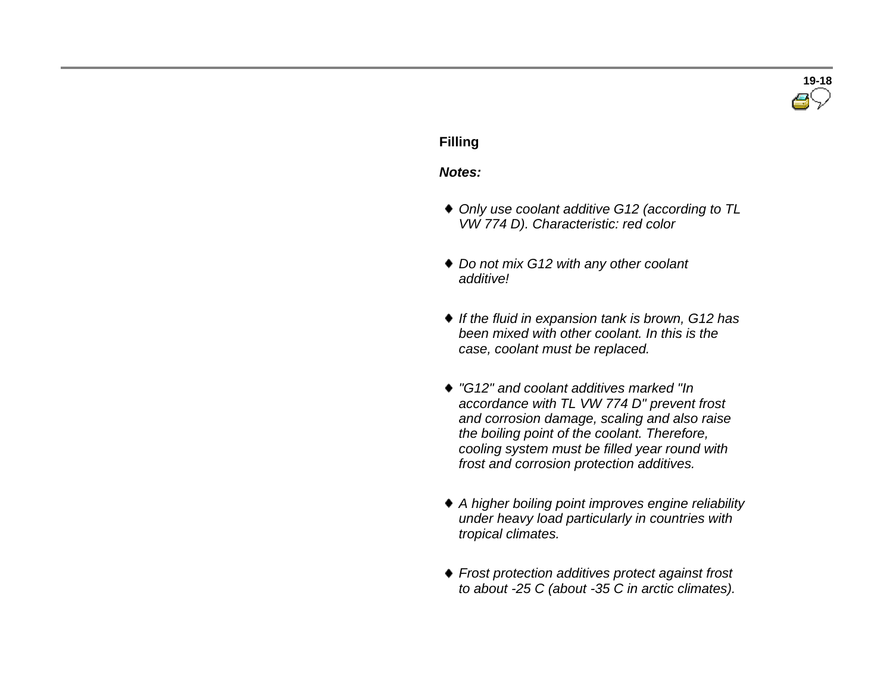**Filling**

***Notes:***

- *Only use coolant additive G12 (according to TL VW 774 D). Characteristic: red color*
- *Do not mix G12 with any other coolant additive!*
- *If the fluid in expansion tank is brown, G12 has been mixed with other coolant. In this is the case, coolant must be replaced.*
- *"G12" and coolant additives marked "In accordance with TL VW 774 D" prevent frost and corrosion damage, scaling and also raise the boiling point of the coolant. Therefore, cooling system must be filled year round with frost and corrosion protection additives.*
- *A higher boiling point improves engine reliability under heavy load particularly in countries with tropical climates.*
- *Frost protection additives protect against frost to about -25 C (about -35 C in arctic climates).*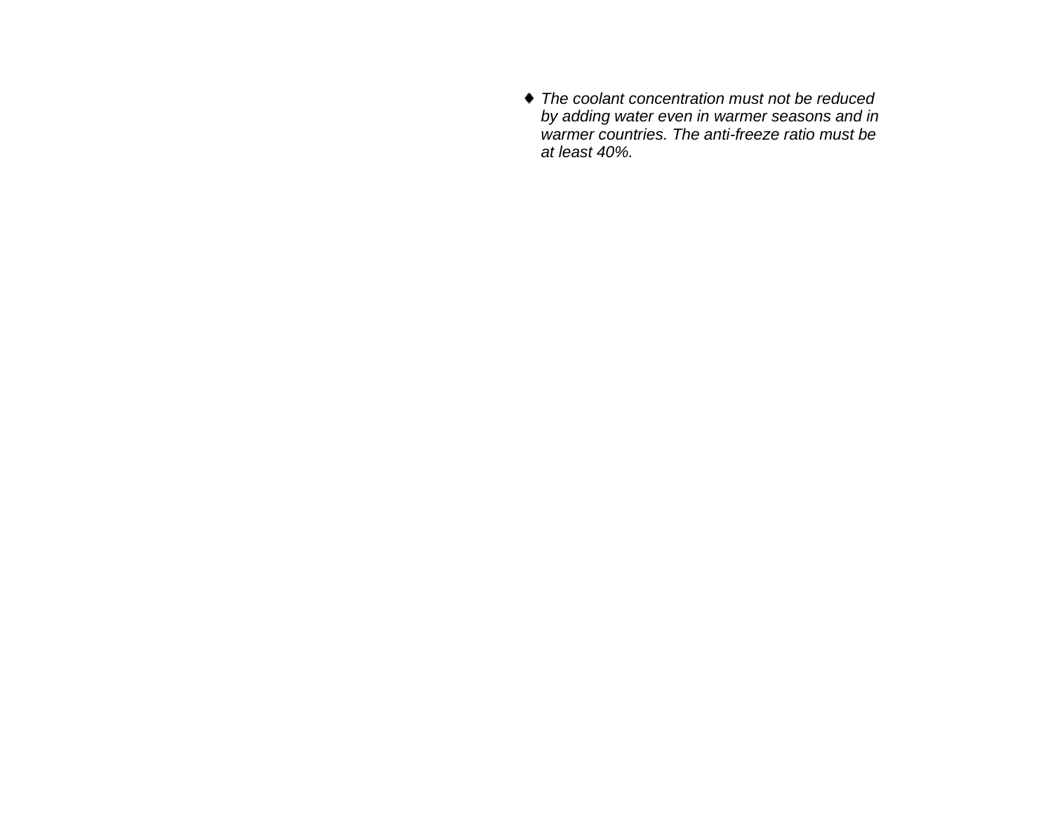- *The coolant concentration must not be reduced by adding water even in warmer seasons and in warmer countries. The anti-freeze ratio must be at least 40%.*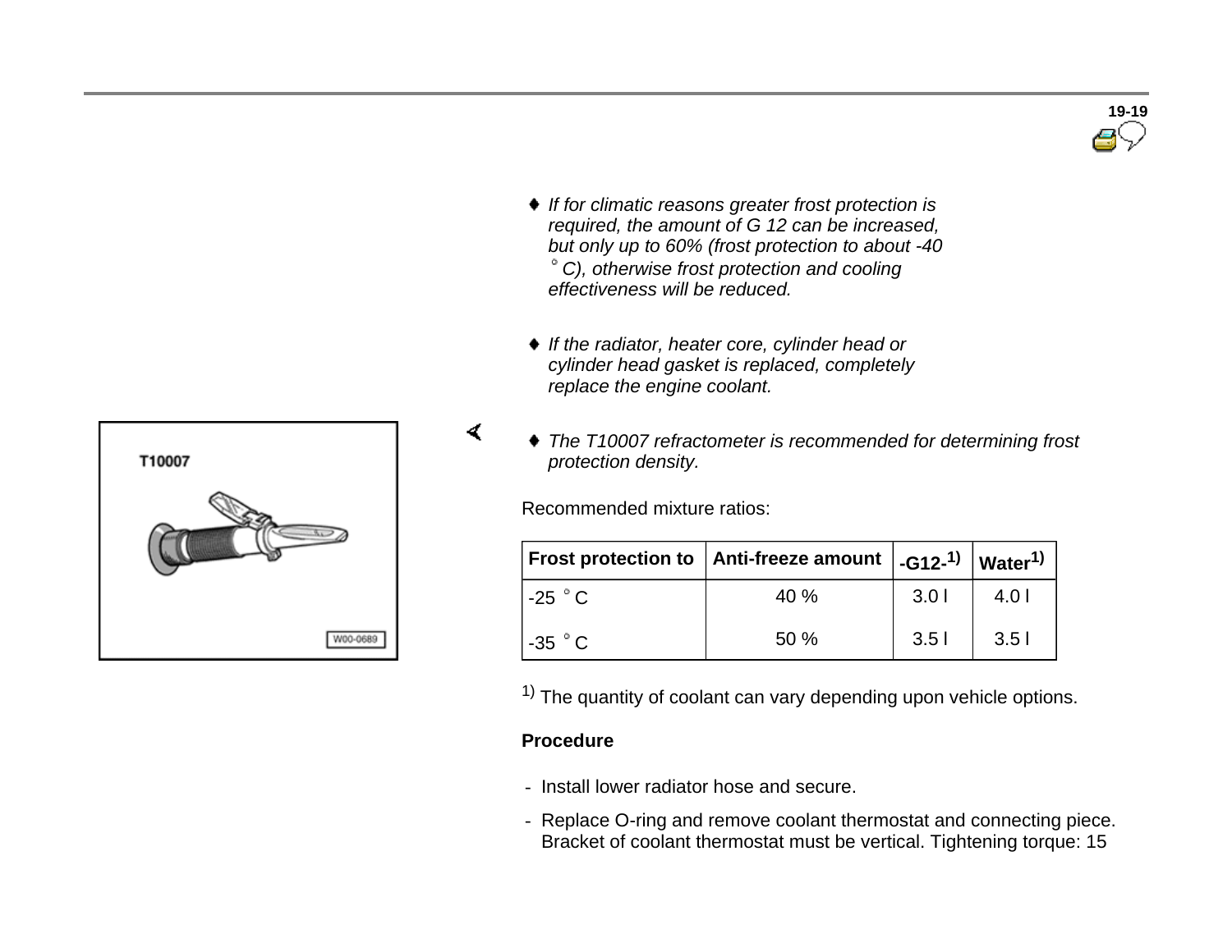- *If for climatic reasons greater frost protection is required, the amount of G 12 can be increased, but only up to 60% (frost protection to about -40 ° C), otherwise frost protection and cooling effectiveness will be reduced.*

- *If the radiator, heater core, cylinder head or cylinder head gasket is replaced, completely replace the engine coolant.*

- *The T10007 refractometer is recommended for determining frost protection density.*

Recommended mixture ratios:

| Frost protection to | Anti-freeze amount | -G12-[1] | Water[1] |
|---|---|---|---|
| -25 ° C | 40 % | 3.0 l | 4.0 l |
| -35 ° C | 50 % | 3.5 l | 3.5 l |

[1] The quantity of coolant can vary depending upon vehicle options.

**Procedure**

- Install lower radiator hose and secure.
- Replace O-ring and remove coolant thermostat and connecting piece. Bracket of coolant thermostat must be vertical. Tightening torque: 15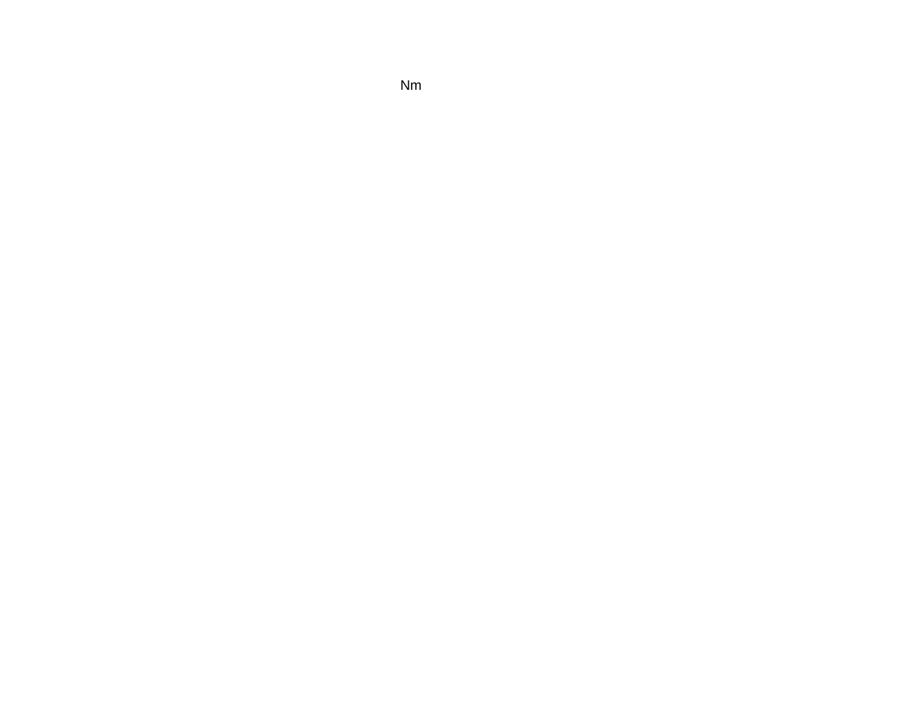Nm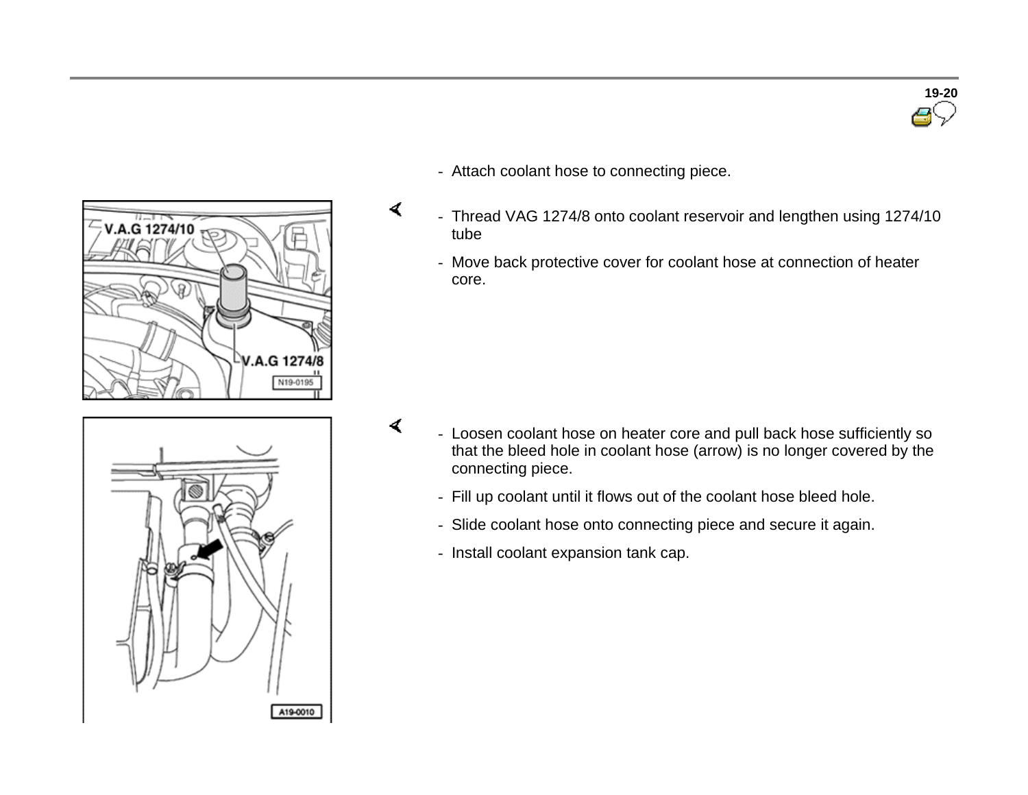- Attach coolant hose to connecting piece.

- Thread VAG 1274/8 onto coolant reservoir and lengthen using 1274/10 tube
- Move back protective cover for coolant hose at connection of heater core.

- Loosen coolant hose on heater core and pull back hose sufficiently so that the bleed hole in coolant hose (arrow) is no longer covered by the connecting piece.
- Fill up coolant until it flows out of the coolant hose bleed hole.
- Slide coolant hose onto connecting piece and secure it again.
- Install coolant expansion tank cap.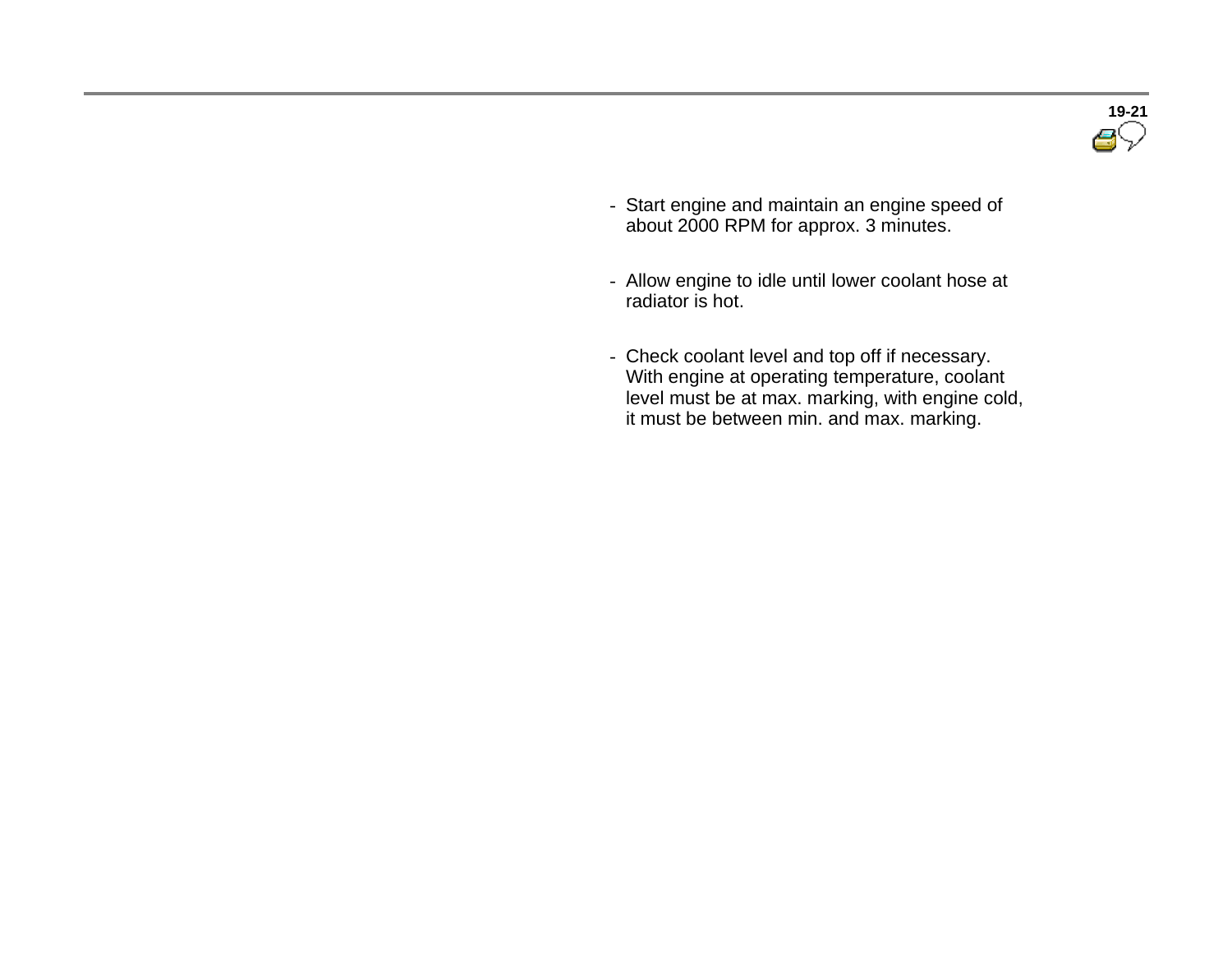- Start engine and maintain an engine speed of about 2000 RPM for approx. 3 minutes.

- Allow engine to idle until lower coolant hose at radiator is hot.

- Check coolant level and top off if necessary. With engine at operating temperature, coolant level must be at max. marking, with engine cold, it must be between min. and max. marking.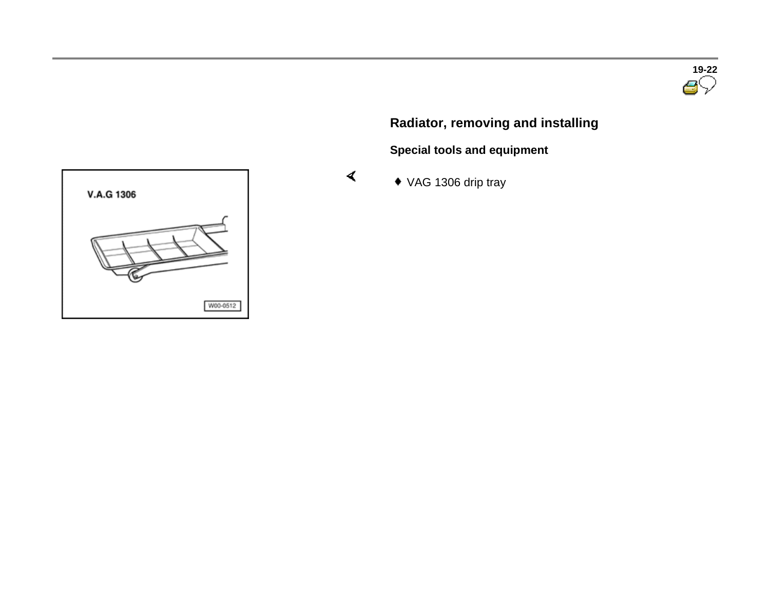## Radiator, removing and installing

### Special tools and equipment

- VAG 1306 drip tray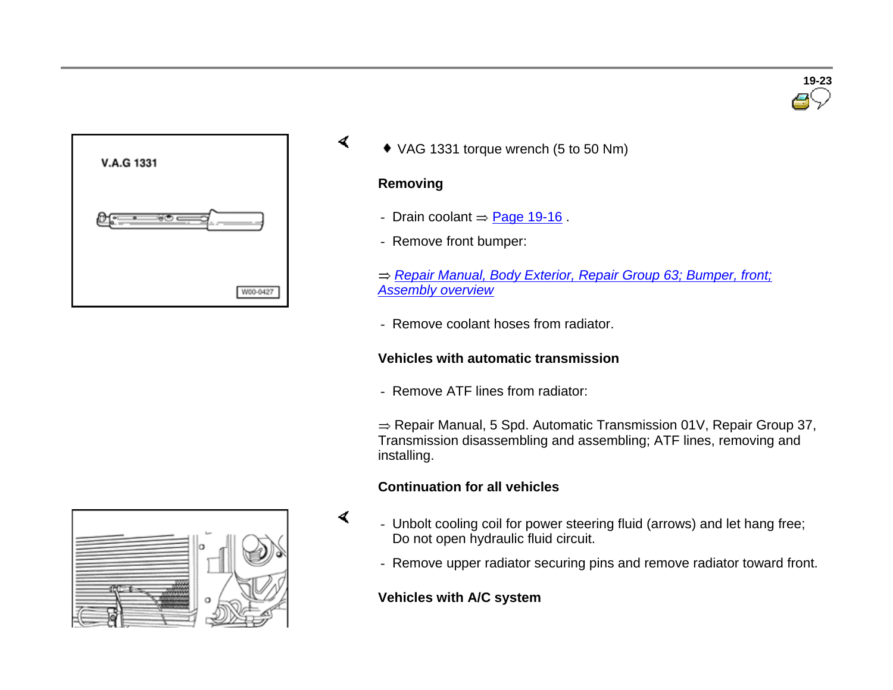- ♦ VAG 1331 torque wrench (5 to 50 Nm)

**Removing**

- Drain coolant ⇒ Page 19-16 .
- Remove front bumper:

⇒ *Repair Manual, Body Exterior, Repair Group 63; Bumper, front; Assembly overview*

- Remove coolant hoses from radiator.

**Vehicles with automatic transmission**

- Remove ATF lines from radiator:

⇒ Repair Manual, 5 Spd. Automatic Transmission 01V, Repair Group 37, Transmission disassembling and assembling; ATF lines, removing and installing.

**Continuation for all vehicles**

- Unbolt cooling coil for power steering fluid (arrows) and let hang free; Do not open hydraulic fluid circuit.
- Remove upper radiator securing pins and remove radiator toward front.

**Vehicles with A/C system**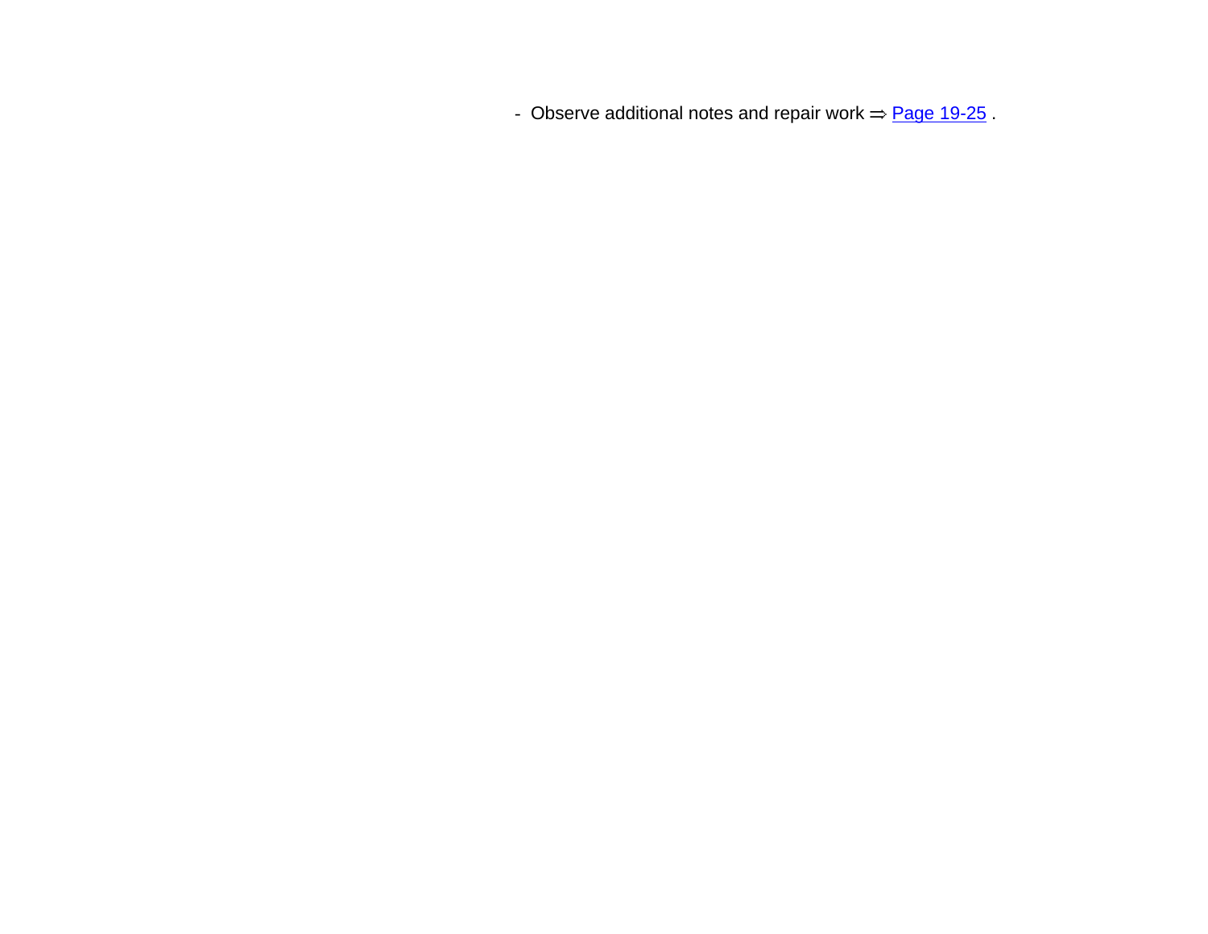- Observe additional notes and repair work ⇒ Page 19-25 .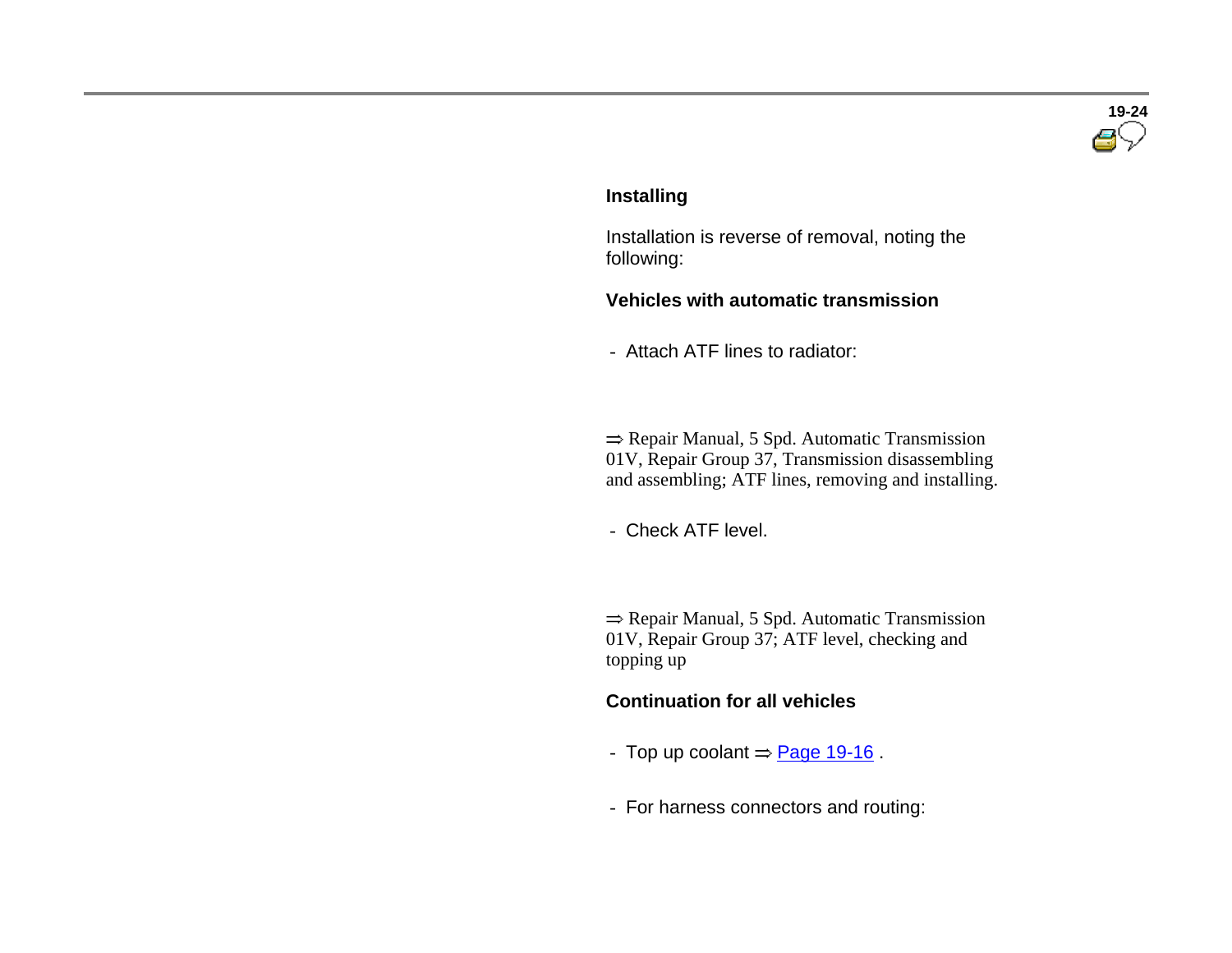## Installing

Installation is reverse of removal, noting the following:

### Vehicles with automatic transmission

- Attach ATF lines to radiator:

⇒ Repair Manual, 5 Spd. Automatic Transmission 01V, Repair Group 37, Transmission disassembling and assembling; ATF lines, removing and installing.

- Check ATF level.

⇒ Repair Manual, 5 Spd. Automatic Transmission 01V, Repair Group 37; ATF level, checking and topping up

### Continuation for all vehicles

- Top up coolant ⇒ Page 19-16 .

- For harness connectors and routing: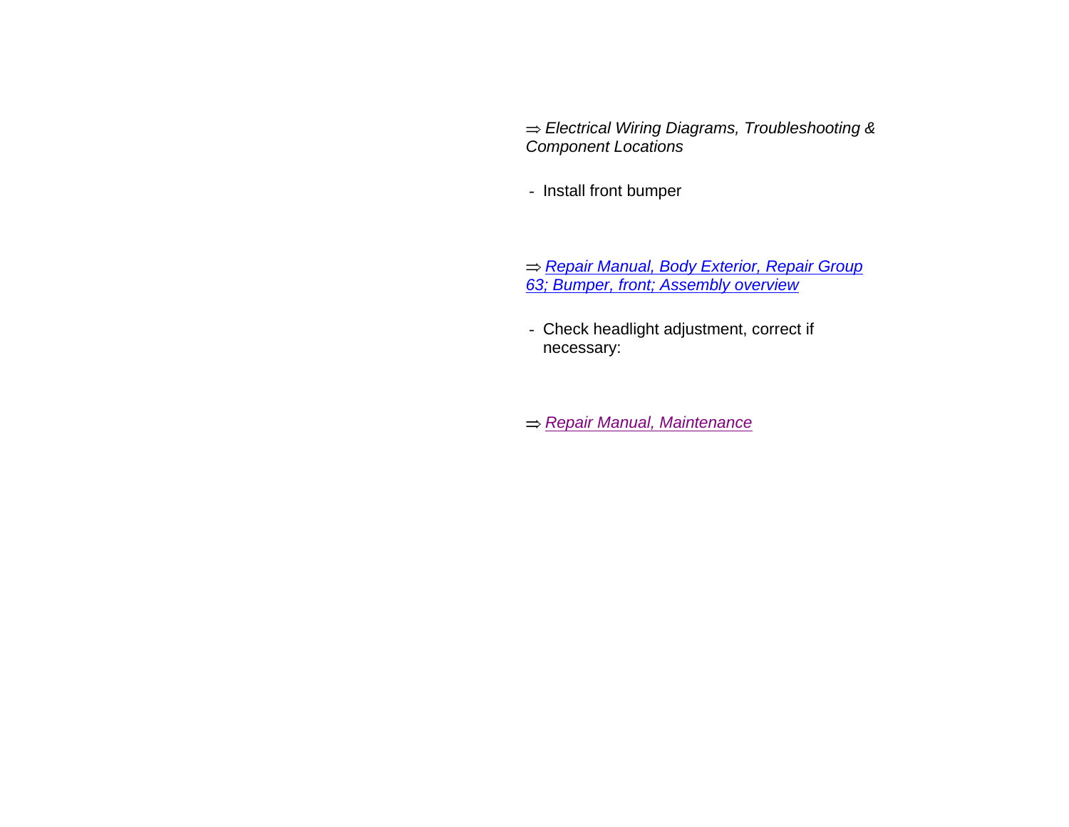⇒ *Electrical Wiring Diagrams, Troubleshooting & Component Locations*

- Install front bumper

⇒ *Repair Manual, Body Exterior, Repair Group 63; Bumper, front; Assembly overview*

- Check headlight adjustment, correct if necessary:

⇒ *Repair Manual, Maintenance*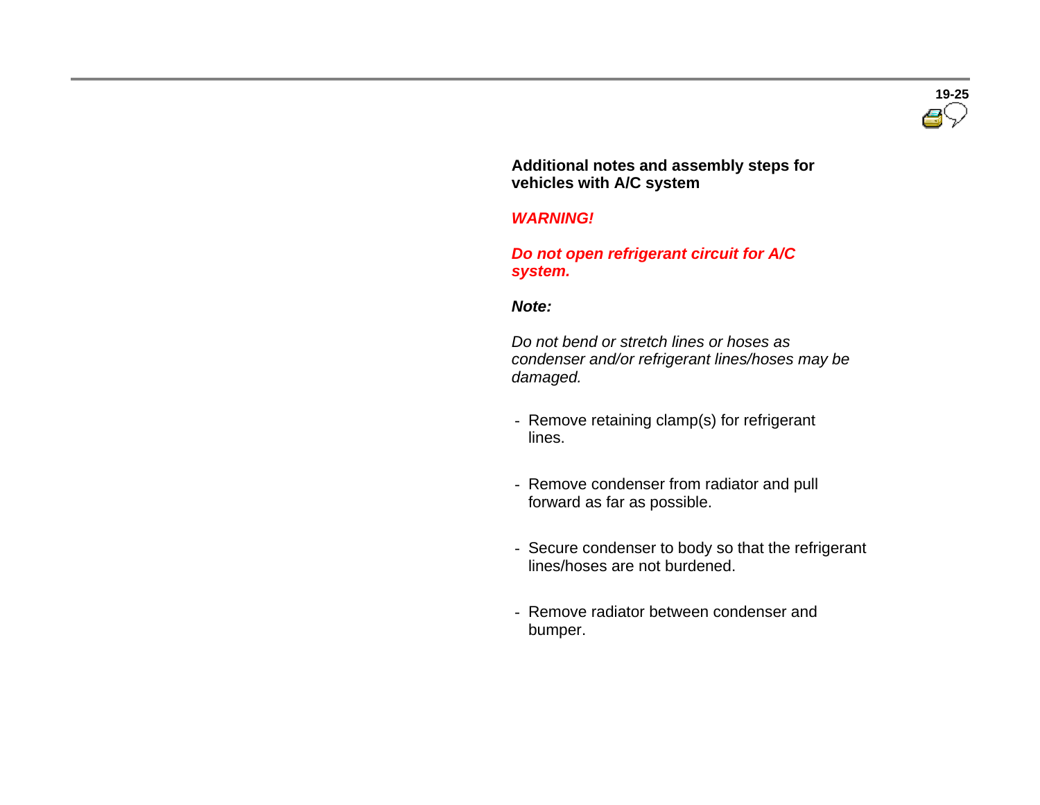**Additional notes and assembly steps for vehicles with A/C system**

***WARNING!***

***Do not open refrigerant circuit for A/C system.***

***Note:***

*Do not bend or stretch lines or hoses as condenser and/or refrigerant lines/hoses may be damaged.*

- Remove retaining clamp(s) for refrigerant lines.
- Remove condenser from radiator and pull forward as far as possible.
- Secure condenser to body so that the refrigerant lines/hoses are not burdened.
- Remove radiator between condenser and bumper.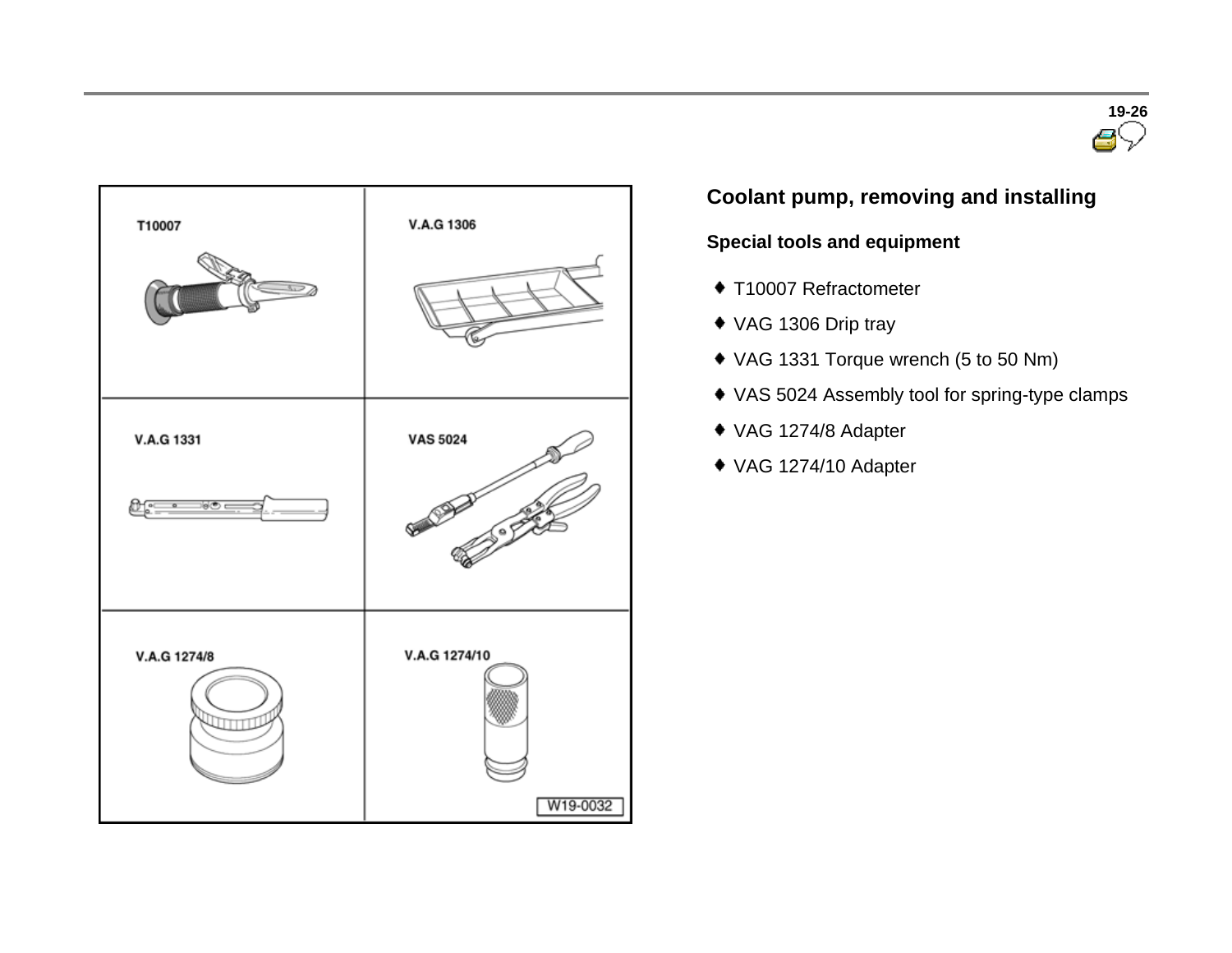## Coolant pump, removing and installing

### Special tools and equipment

- T10007 Refractometer
- VAG 1306 Drip tray
- VAG 1331 Torque wrench (5 to 50 Nm)
- VAS 5024 Assembly tool for spring-type clamps
- VAG 1274/8 Adapter
- VAG 1274/10 Adapter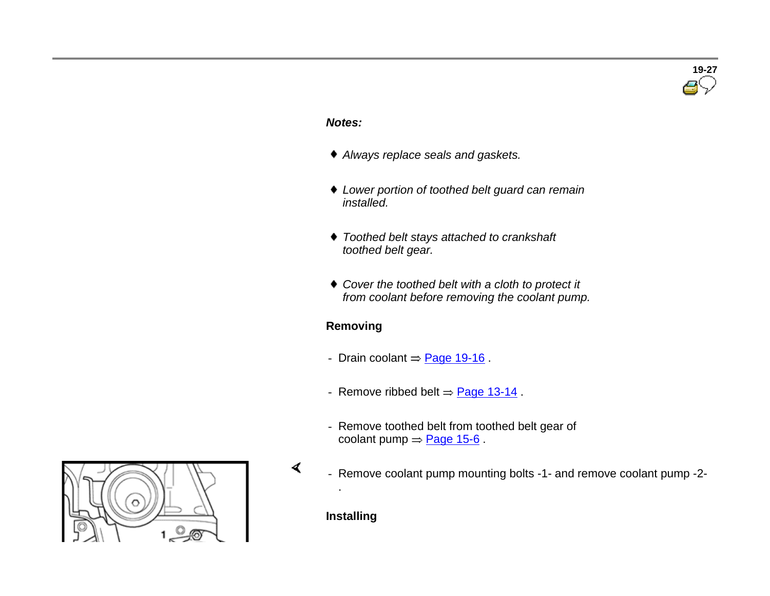*Notes:*

- *Always replace seals and gaskets.*
- *Lower portion of toothed belt guard can remain installed.*
- *Toothed belt stays attached to crankshaft toothed belt gear.*
- *Cover the toothed belt with a cloth to protect it from coolant before removing the coolant pump.*

**Removing**

- Drain coolant ⇒ Page 19-16 .
- Remove ribbed belt ⇒ Page 13-14 .
- Remove toothed belt from toothed belt gear of coolant pump ⇒ Page 15-6 .
- Remove coolant pump mounting bolts -1- and remove coolant pump -2- .

**Installing**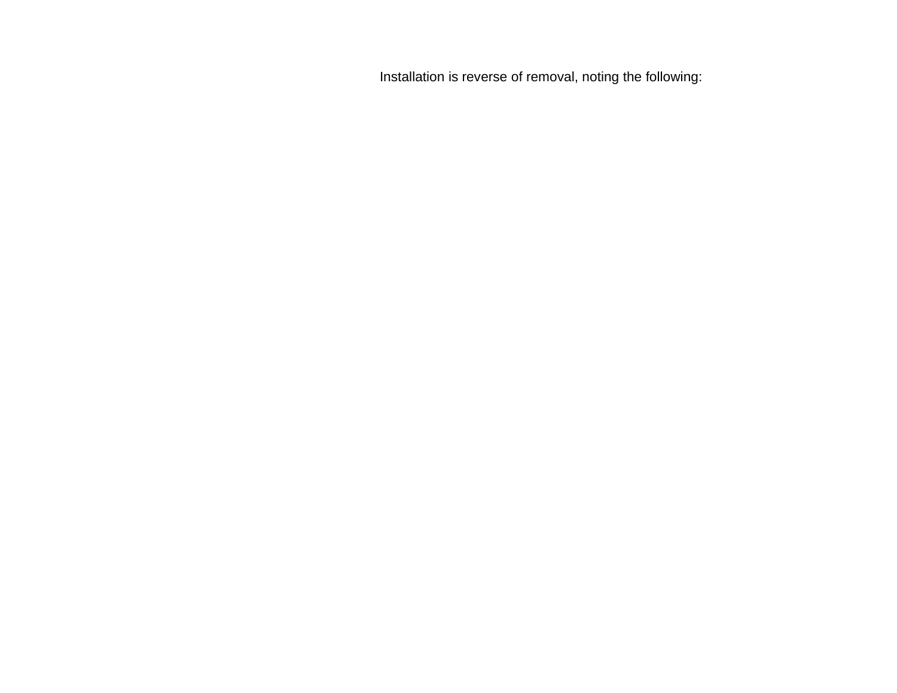Installation is reverse of removal, noting the following: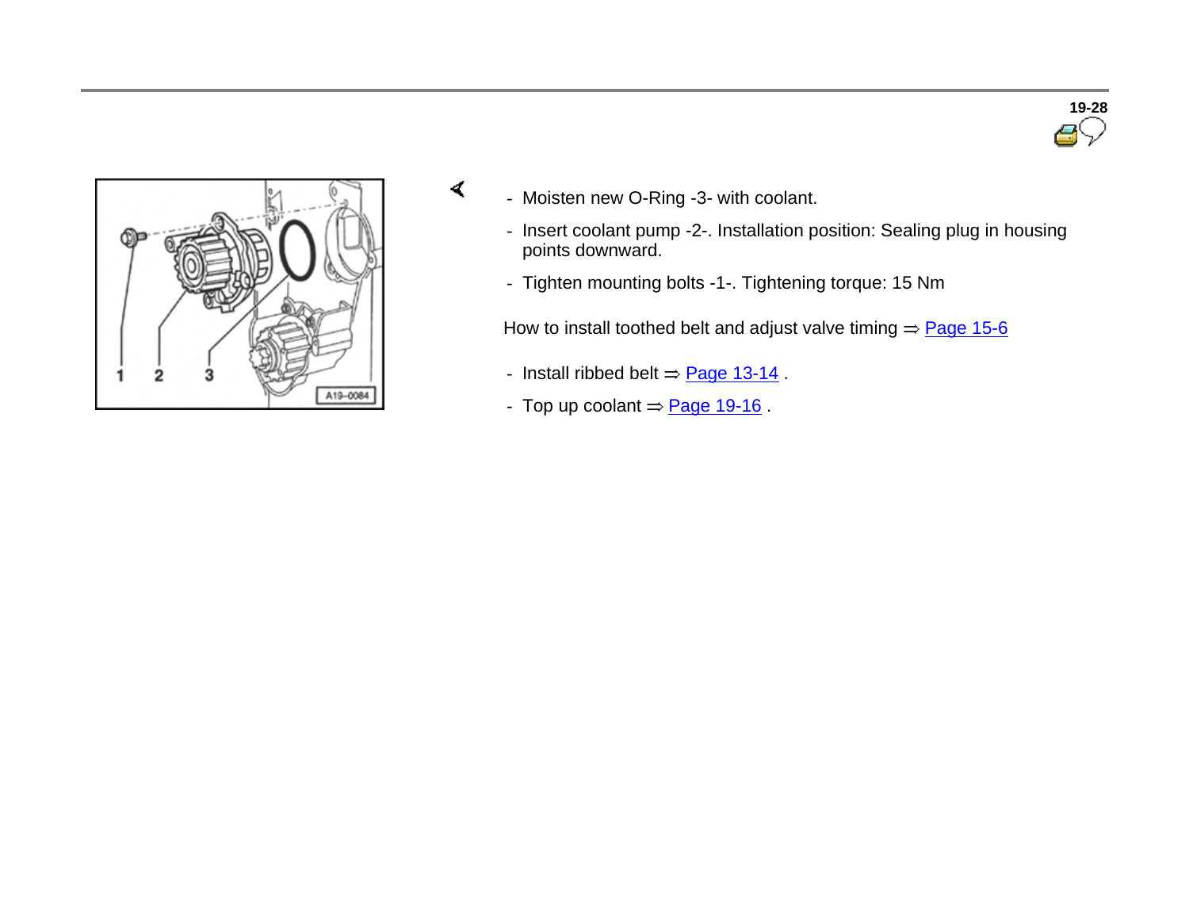- Moisten new O-Ring -3- with coolant.
- Insert coolant pump -2-. Installation position: Sealing plug in housing points downward.
- Tighten mounting bolts -1-. Tightening torque: 15 Nm

How to install toothed belt and adjust valve timing ⇒ Page 15-6

- Install ribbed belt ⇒ Page 13-14 .
- Top up coolant ⇒ Page 19-16 .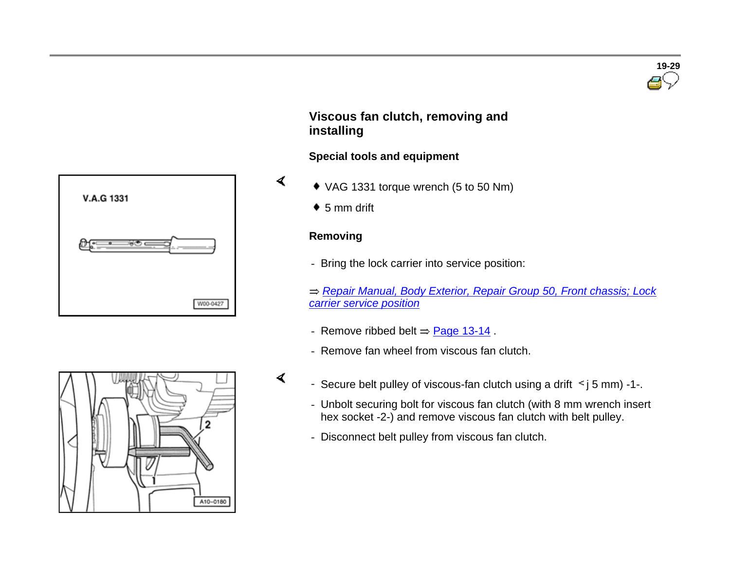## Viscous fan clutch, removing and installing

### Special tools and equipment

- VAG 1331 torque wrench (5 to 50 Nm)
- 5 mm drift

### Removing

- Bring the lock carrier into service position:

⇒ *Repair Manual, Body Exterior, Repair Group 50, Front chassis; Lock carrier service position*

- Remove ribbed belt ⇒ Page 13-14 .
- Remove fan wheel from viscous fan clutch.
- Secure belt pulley of viscous-fan clutch using a drift ∅ 5 mm) -1-.
- Unbolt securing bolt for viscous fan clutch (with 8 mm wrench insert hex socket -2-) and remove viscous fan clutch with belt pulley.
- Disconnect belt pulley from viscous fan clutch.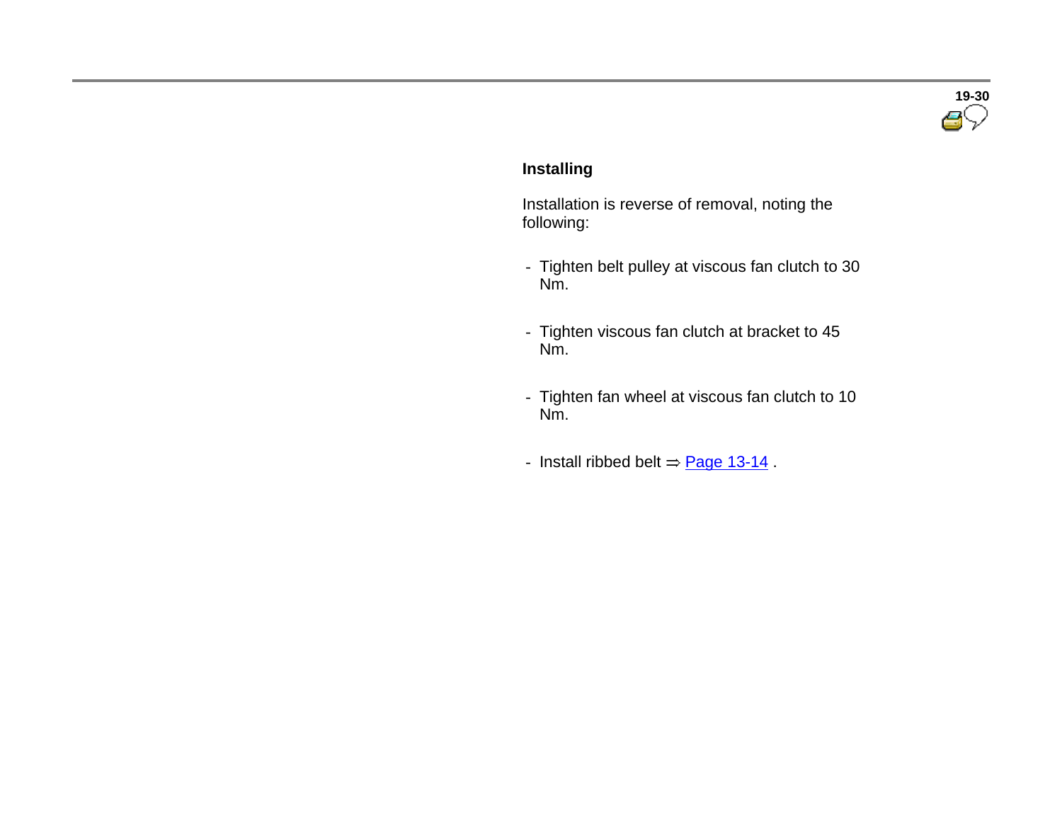## Installing

Installation is reverse of removal, noting the following:

- Tighten belt pulley at viscous fan clutch to 30 Nm.
- Tighten viscous fan clutch at bracket to 45 Nm.
- Tighten fan wheel at viscous fan clutch to 10 Nm.
- Install ribbed belt ⇒ Page 13-14 .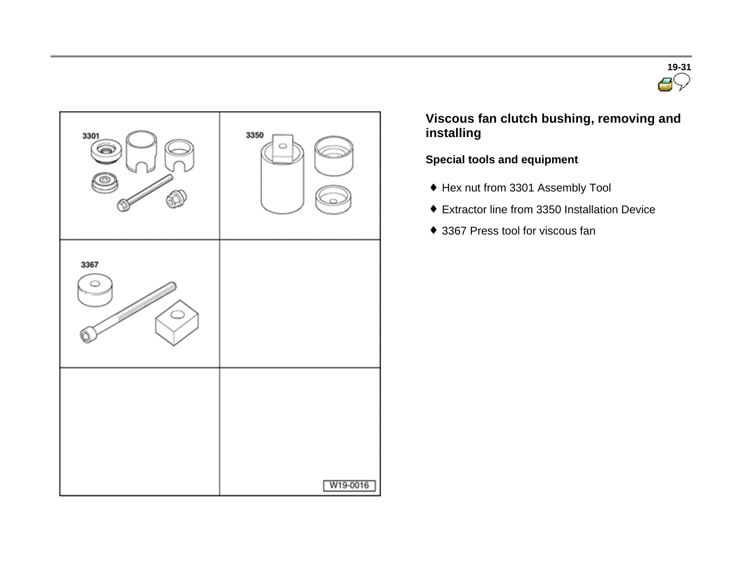## Viscous fan clutch bushing, removing and installing

### Special tools and equipment

- Hex nut from 3301 Assembly Tool
- Extractor line from 3350 Installation Device
- 3367 Press tool for viscous fan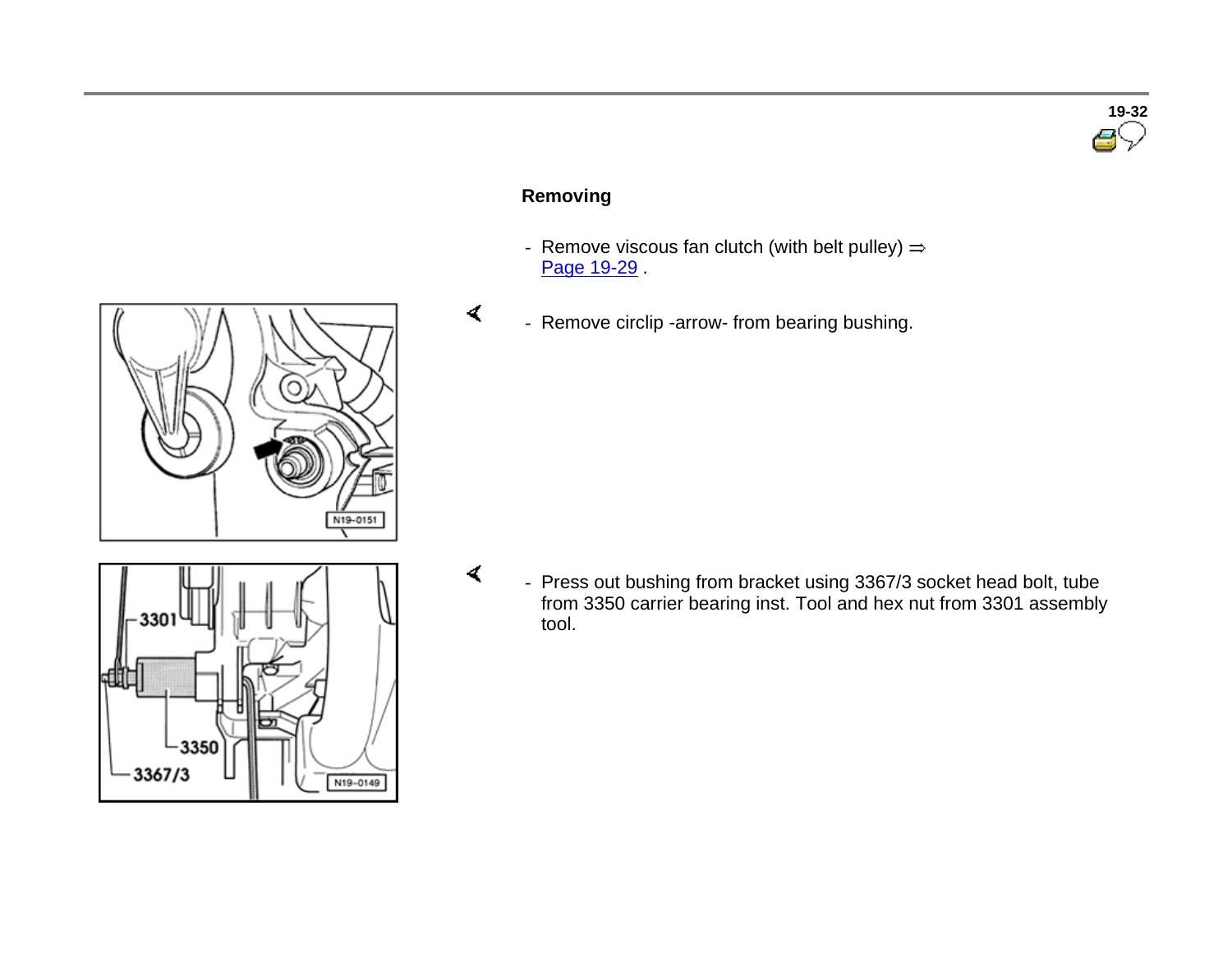## Removing

- Remove viscous fan clutch (with belt pulley) ⇒ Page 19-29 .

- Remove circlip -arrow- from bearing bushing.

- Press out bushing from bracket using 3367/3 socket head bolt, tube from 3350 carrier bearing inst. Tool and hex nut from 3301 assembly tool.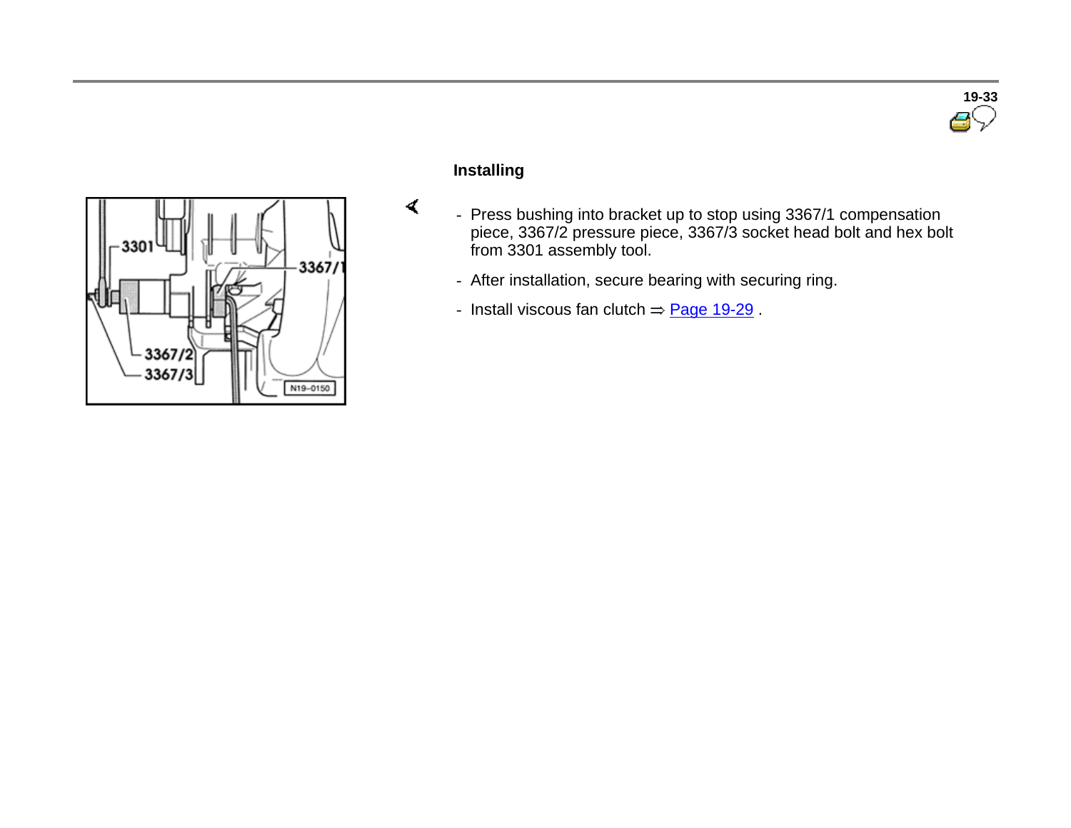## Installing

- Press bushing into bracket up to stop using 3367/1 compensation piece, 3367/2 pressure piece, 3367/3 socket head bolt and hex bolt from 3301 assembly tool.
- After installation, secure bearing with securing ring.
- Install viscous fan clutch ⇒ Page 19-29 .